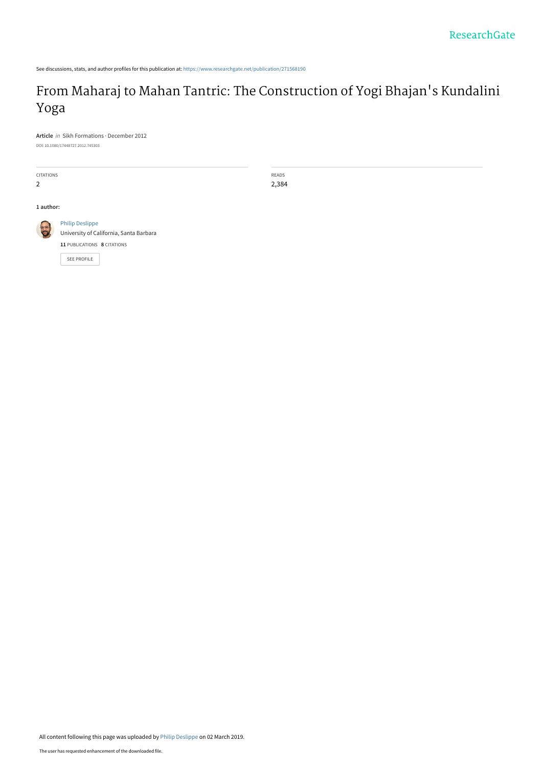See discussions, stats, and author profiles for this publication at: https://www.researchgate.net/publication/271568190

# From Maharaj to Mahan Tantric: The Construction of Yogi Bhajan's Kundalini Yoga

**Article** *in* Sikh Formations · December 2012

DOI: 10.1080/17448727.2012.745303

| CITATIONS | READS |
|---|---|
| 2 | 2,384 |

**1 author:**

Philip Deslippe
University of California, Santa Barbara
**11** PUBLICATIONS **8** CITATIONS

SEE PROFILE

All content following this page was uploaded by Philip Deslippe on 02 March 2019.

The user has requested enhancement of the downloaded file.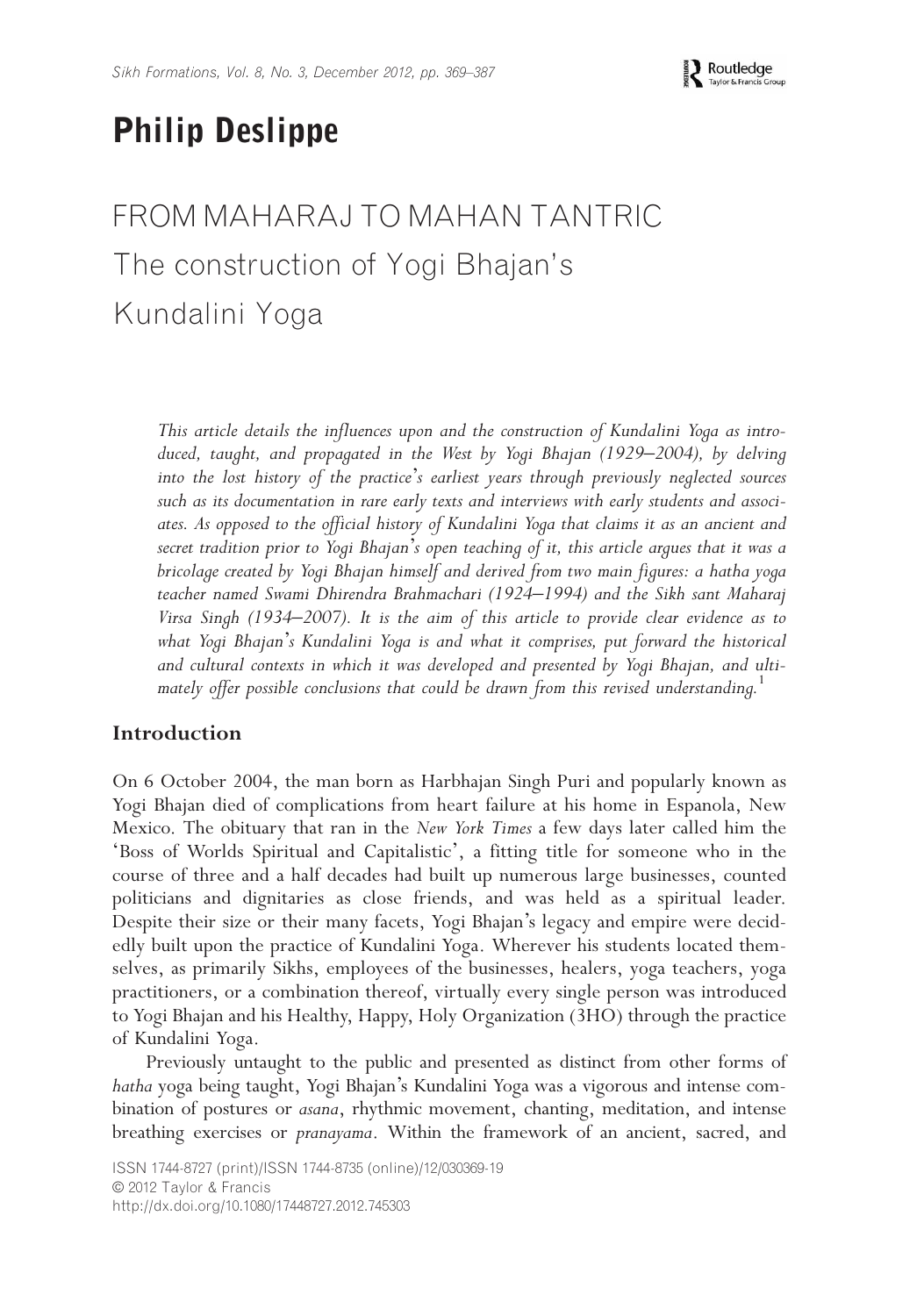# Philip Deslippe

## FROM MAHARAJ TO MAHAN TANTRIC
## The construction of Yogi Bhajan's Kundalini Yoga

*This article details the influences upon and the construction of Kundalini Yoga as introduced, taught, and propagated in the West by Yogi Bhajan (1929–2004), by delving into the lost history of the practice's earliest years through previously neglected sources such as its documentation in rare early texts and interviews with early students and associates. As opposed to the official history of Kundalini Yoga that claims it as an ancient and secret tradition prior to Yogi Bhajan's open teaching of it, this article argues that it was a bricolage created by Yogi Bhajan himself and derived from two main figures: a hatha yoga teacher named Swami Dhirendra Brahmachari (1924–1994) and the Sikh sant Maharaj Virsa Singh (1934–2007). It is the aim of this article to provide clear evidence as to what Yogi Bhajan's Kundalini Yoga is and what it comprises, put forward the historical and cultural contexts in which it was developed and presented by Yogi Bhajan, and ultimately offer possible conclusions that could be drawn from this revised understanding.*[1]

### Introduction

On 6 October 2004, the man born as Harbhajan Singh Puri and popularly known as Yogi Bhajan died of complications from heart failure at his home in Espanola, New Mexico. The obituary that ran in the *New York Times* a few days later called him the 'Boss of Worlds Spiritual and Capitalistic', a fitting title for someone who in the course of three and a half decades had built up numerous large businesses, counted politicians and dignitaries as close friends, and was held as a spiritual leader. Despite their size or their many facets, Yogi Bhajan's legacy and empire were decidedly built upon the practice of Kundalini Yoga. Wherever his students located themselves, as primarily Sikhs, employees of the businesses, healers, yoga teachers, yoga practitioners, or a combination thereof, virtually every single person was introduced to Yogi Bhajan and his Healthy, Happy, Holy Organization (3HO) through the practice of Kundalini Yoga.

Previously untaught to the public and presented as distinct from other forms of *hatha* yoga being taught, Yogi Bhajan's Kundalini Yoga was a vigorous and intense combination of postures or *asana*, rhythmic movement, chanting, meditation, and intense breathing exercises or *pranayama*. Within the framework of an ancient, sacred, and

ISSN 1744-8727 (print)/ISSN 1744-8735 (online)/12/030369-19
© 2012 Taylor & Francis
http://dx.doi.org/10.1080/17448727.2012.745303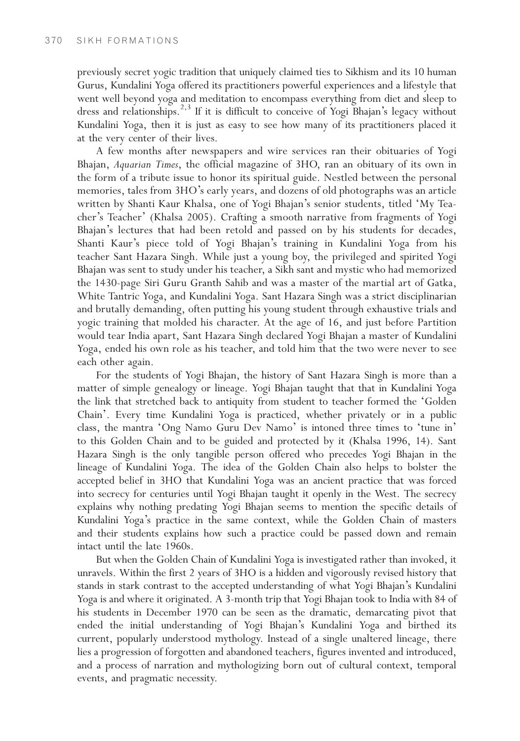previously secret yogic tradition that uniquely claimed ties to Sikhism and its 10 human Gurus, Kundalini Yoga offered its practitioners powerful experiences and a lifestyle that went well beyond yoga and meditation to encompass everything from diet and sleep to dress and relationships.[2,3] If it is difficult to conceive of Yogi Bhajan's legacy without Kundalini Yoga, then it is just as easy to see how many of its practitioners placed it at the very center of their lives.

A few months after newspapers and wire services ran their obituaries of Yogi Bhajan, *Aquarian Times*, the official magazine of 3HO, ran an obituary of its own in the form of a tribute issue to honor its spiritual guide. Nestled between the personal memories, tales from 3HO's early years, and dozens of old photographs was an article written by Shanti Kaur Khalsa, one of Yogi Bhajan's senior students, titled 'My Teacher's Teacher' (Khalsa 2005). Crafting a smooth narrative from fragments of Yogi Bhajan's lectures that had been retold and passed on by his students for decades, Shanti Kaur's piece told of Yogi Bhajan's training in Kundalini Yoga from his teacher Sant Hazara Singh. While just a young boy, the privileged and spirited Yogi Bhajan was sent to study under his teacher, a Sikh sant and mystic who had memorized the 1430-page Siri Guru Granth Sahib and was a master of the martial art of Gatka, White Tantric Yoga, and Kundalini Yoga. Sant Hazara Singh was a strict disciplinarian and brutally demanding, often putting his young student through exhaustive trials and yogic training that molded his character. At the age of 16, and just before Partition would tear India apart, Sant Hazara Singh declared Yogi Bhajan a master of Kundalini Yoga, ended his own role as his teacher, and told him that the two were never to see each other again.

For the students of Yogi Bhajan, the history of Sant Hazara Singh is more than a matter of simple genealogy or lineage. Yogi Bhajan taught that that in Kundalini Yoga the link that stretched back to antiquity from student to teacher formed the 'Golden Chain'. Every time Kundalini Yoga is practiced, whether privately or in a public class, the mantra 'Ong Namo Guru Dev Namo' is intoned three times to 'tune in' to this Golden Chain and to be guided and protected by it (Khalsa 1996, 14). Sant Hazara Singh is the only tangible person offered who precedes Yogi Bhajan in the lineage of Kundalini Yoga. The idea of the Golden Chain also helps to bolster the accepted belief in 3HO that Kundalini Yoga was an ancient practice that was forced into secrecy for centuries until Yogi Bhajan taught it openly in the West. The secrecy explains why nothing predating Yogi Bhajan seems to mention the specific details of Kundalini Yoga's practice in the same context, while the Golden Chain of masters and their students explains how such a practice could be passed down and remain intact until the late 1960s.

But when the Golden Chain of Kundalini Yoga is investigated rather than invoked, it unravels. Within the first 2 years of 3HO is a hidden and vigorously revised history that stands in stark contrast to the accepted understanding of what Yogi Bhajan's Kundalini Yoga is and where it originated. A 3-month trip that Yogi Bhajan took to India with 84 of his students in December 1970 can be seen as the dramatic, demarcating pivot that ended the initial understanding of Yogi Bhajan's Kundalini Yoga and birthed its current, popularly understood mythology. Instead of a single unaltered lineage, there lies a progression of forgotten and abandoned teachers, figures invented and introduced, and a process of narration and mythologizing born out of cultural context, temporal events, and pragmatic necessity.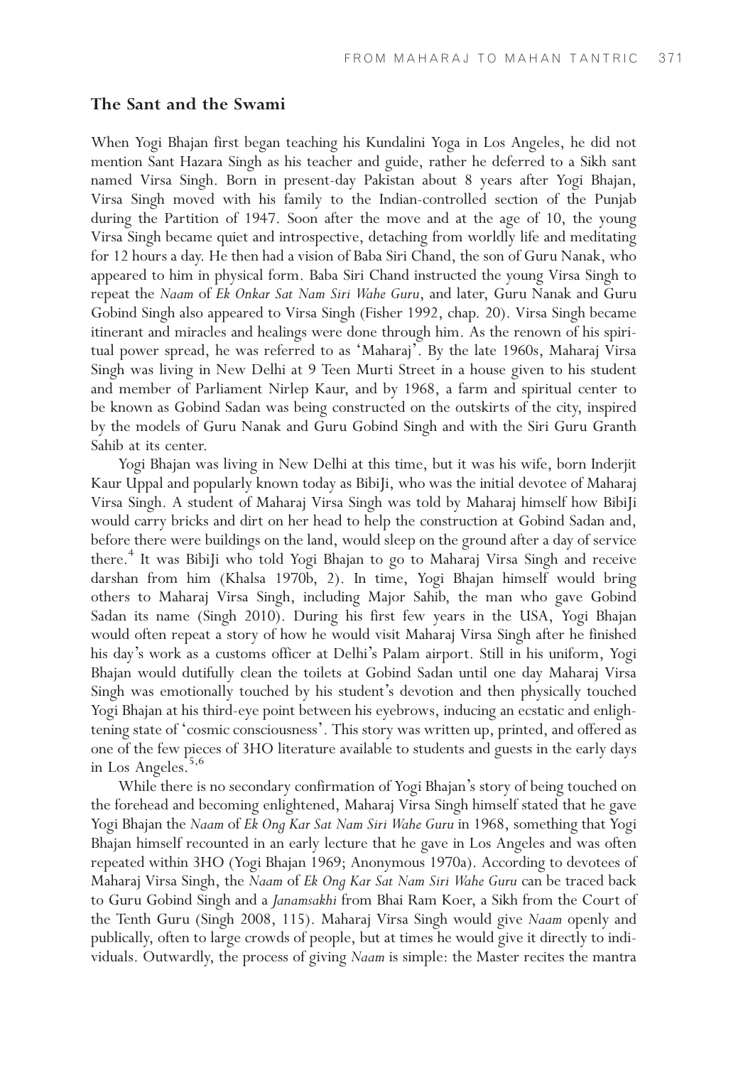## The Sant and the Swami

When Yogi Bhajan first began teaching his Kundalini Yoga in Los Angeles, he did not mention Sant Hazara Singh as his teacher and guide, rather he deferred to a Sikh sant named Virsa Singh. Born in present-day Pakistan about 8 years after Yogi Bhajan, Virsa Singh moved with his family to the Indian-controlled section of the Punjab during the Partition of 1947. Soon after the move and at the age of 10, the young Virsa Singh became quiet and introspective, detaching from worldly life and meditating for 12 hours a day. He then had a vision of Baba Siri Chand, the son of Guru Nanak, who appeared to him in physical form. Baba Siri Chand instructed the young Virsa Singh to repeat the *Naam* of *Ek Onkar Sat Nam Siri Wahe Guru*, and later, Guru Nanak and Guru Gobind Singh also appeared to Virsa Singh (Fisher 1992, chap. 20). Virsa Singh became itinerant and miracles and healings were done through him. As the renown of his spiritual power spread, he was referred to as 'Maharaj'. By the late 1960s, Maharaj Virsa Singh was living in New Delhi at 9 Teen Murti Street in a house given to his student and member of Parliament Nirlep Kaur, and by 1968, a farm and spiritual center to be known as Gobind Sadan was being constructed on the outskirts of the city, inspired by the models of Guru Nanak and Guru Gobind Singh and with the Siri Guru Granth Sahib at its center.

Yogi Bhajan was living in New Delhi at this time, but it was his wife, born Inderjit Kaur Uppal and popularly known today as BibiJi, who was the initial devotee of Maharaj Virsa Singh. A student of Maharaj Virsa Singh was told by Maharaj himself how BibiJi would carry bricks and dirt on her head to help the construction at Gobind Sadan and, before there were buildings on the land, would sleep on the ground after a day of service there.[4] It was BibiJi who told Yogi Bhajan to go to Maharaj Virsa Singh and receive darshan from him (Khalsa 1970b, 2). In time, Yogi Bhajan himself would bring others to Maharaj Virsa Singh, including Major Sahib, the man who gave Gobind Sadan its name (Singh 2010). During his first few years in the USA, Yogi Bhajan would often repeat a story of how he would visit Maharaj Virsa Singh after he finished his day's work as a customs officer at Delhi's Palam airport. Still in his uniform, Yogi Bhajan would dutifully clean the toilets at Gobind Sadan until one day Maharaj Virsa Singh was emotionally touched by his student's devotion and then physically touched Yogi Bhajan at his third-eye point between his eyebrows, inducing an ecstatic and enlightening state of 'cosmic consciousness'. This story was written up, printed, and offered as one of the few pieces of 3HO literature available to students and guests in the early days in Los Angeles.[5,6]

While there is no secondary confirmation of Yogi Bhajan's story of being touched on the forehead and becoming enlightened, Maharaj Virsa Singh himself stated that he gave Yogi Bhajan the *Naam* of *Ek Ong Kar Sat Nam Siri Wahe Guru* in 1968, something that Yogi Bhajan himself recounted in an early lecture that he gave in Los Angeles and was often repeated within 3HO (Yogi Bhajan 1969; Anonymous 1970a). According to devotees of Maharaj Virsa Singh, the *Naam* of *Ek Ong Kar Sat Nam Siri Wahe Guru* can be traced back to Guru Gobind Singh and a *Janamsakhi* from Bhai Ram Koer, a Sikh from the Court of the Tenth Guru (Singh 2008, 115). Maharaj Virsa Singh would give *Naam* openly and publically, often to large crowds of people, but at times he would give it directly to individuals. Outwardly, the process of giving *Naam* is simple: the Master recites the mantra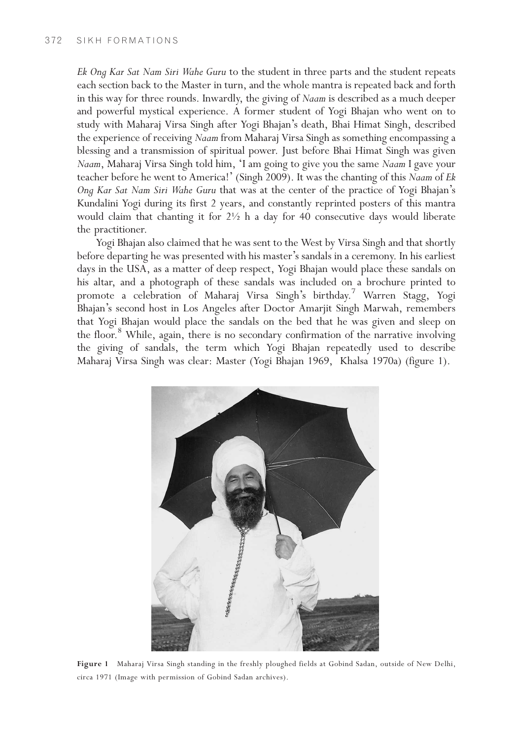*Ek Ong Kar Sat Nam Siri Wahe Guru* to the student in three parts and the student repeats each section back to the Master in turn, and the whole mantra is repeated back and forth in this way for three rounds. Inwardly, the giving of *Naam* is described as a much deeper and powerful mystical experience. A former student of Yogi Bhajan who went on to study with Maharaj Virsa Singh after Yogi Bhajan's death, Bhai Himat Singh, described the experience of receiving *Naam* from Maharaj Virsa Singh as something encompassing a blessing and a transmission of spiritual power. Just before Bhai Himat Singh was given *Naam*, Maharaj Virsa Singh told him, 'I am going to give you the same *Naam* I gave your teacher before he went to America!' (Singh 2009). It was the chanting of this *Naam* of *Ek Ong Kar Sat Nam Siri Wahe Guru* that was at the center of the practice of Yogi Bhajan's Kundalini Yogi during its first 2 years, and constantly reprinted posters of this mantra would claim that chanting it for 2½ h a day for 40 consecutive days would liberate the practitioner.

Yogi Bhajan also claimed that he was sent to the West by Virsa Singh and that shortly before departing he was presented with his master's sandals in a ceremony. In his earliest days in the USA, as a matter of deep respect, Yogi Bhajan would place these sandals on his altar, and a photograph of these sandals was included on a brochure printed to promote a celebration of Maharaj Virsa Singh's birthday.[7] Warren Stagg, Yogi Bhajan's second host in Los Angeles after Doctor Amarjit Singh Marwah, remembers that Yogi Bhajan would place the sandals on the bed that he was given and sleep on the floor.[8] While, again, there is no secondary confirmation of the narrative involving the giving of sandals, the term which Yogi Bhajan repeatedly used to describe Maharaj Virsa Singh was clear: Master (Yogi Bhajan 1969, Khalsa 1970a) (figure 1).

**Figure 1** Maharaj Virsa Singh standing in the freshly ploughed fields at Gobind Sadan, outside of New Delhi, circa 1971 (Image with permission of Gobind Sadan archives).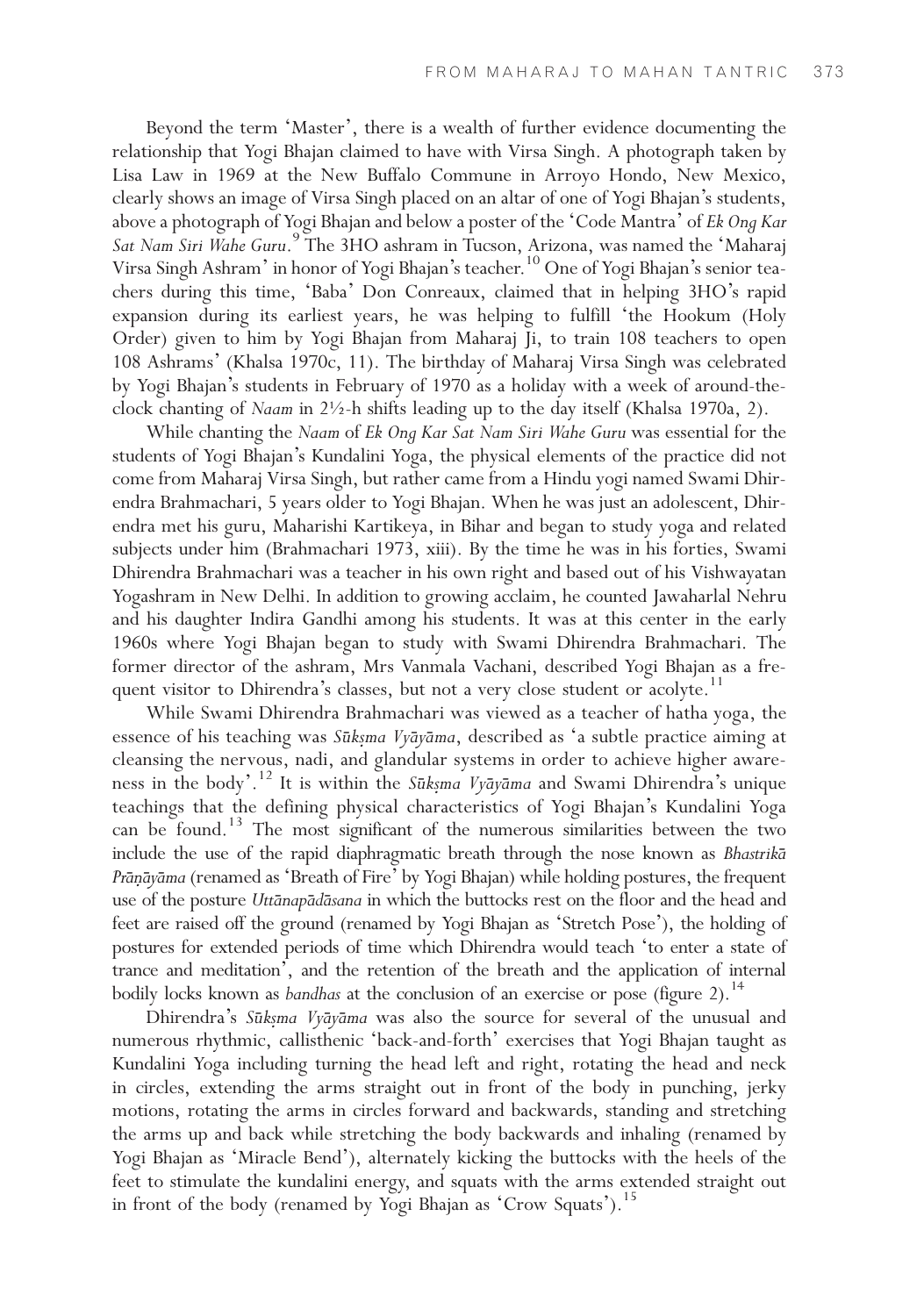Beyond the term 'Master', there is a wealth of further evidence documenting the relationship that Yogi Bhajan claimed to have with Virsa Singh. A photograph taken by Lisa Law in 1969 at the New Buffalo Commune in Arroyo Hondo, New Mexico, clearly shows an image of Virsa Singh placed on an altar of one of Yogi Bhajan's students, above a photograph of Yogi Bhajan and below a poster of the 'Code Mantra' of *Ek Ong Kar Sat Nam Siri Wahe Guru*.[9] The 3HO ashram in Tucson, Arizona, was named the 'Maharaj Virsa Singh Ashram' in honor of Yogi Bhajan's teacher.[10] One of Yogi Bhajan's senior teachers during this time, 'Baba' Don Conreaux, claimed that in helping 3HO's rapid expansion during its earliest years, he was helping to fulfill 'the Hookum (Holy Order) given to him by Yogi Bhajan from Maharaj Ji, to train 108 teachers to open 108 Ashrams' (Khalsa 1970c, 11). The birthday of Maharaj Virsa Singh was celebrated by Yogi Bhajan's students in February of 1970 as a holiday with a week of around-the-clock chanting of *Naam* in 2½-h shifts leading up to the day itself (Khalsa 1970a, 2).

While chanting the *Naam* of *Ek Ong Kar Sat Nam Siri Wahe Guru* was essential for the students of Yogi Bhajan's Kundalini Yoga, the physical elements of the practice did not come from Maharaj Virsa Singh, but rather came from a Hindu yogi named Swami Dhirendra Brahmachari, 5 years older to Yogi Bhajan. When he was just an adolescent, Dhirendra met his guru, Maharishi Kartikeya, in Bihar and began to study yoga and related subjects under him (Brahmachari 1973, xiii). By the time he was in his forties, Swami Dhirendra Brahmachari was a teacher in his own right and based out of his Vishwayatan Yogashram in New Delhi. In addition to growing acclaim, he counted Jawaharlal Nehru and his daughter Indira Gandhi among his students. It was at this center in the early 1960s where Yogi Bhajan began to study with Swami Dhirendra Brahmachari. The former director of the ashram, Mrs Vanmala Vachani, described Yogi Bhajan as a frequent visitor to Dhirendra's classes, but not a very close student or acolyte.[11]

While Swami Dhirendra Brahmachari was viewed as a teacher of hatha yoga, the essence of his teaching was *Sūkṣma Vyāyāma*, described as 'a subtle practice aiming at cleansing the nervous, nadi, and glandular systems in order to achieve higher awareness in the body'.[12] It is within the *Sūkṣma Vyāyāma* and Swami Dhirendra's unique teachings that the defining physical characteristics of Yogi Bhajan's Kundalini Yoga can be found.[13] The most significant of the numerous similarities between the two include the use of the rapid diaphragmatic breath through the nose known as *Bhastrikā Prāṇāyāma* (renamed as 'Breath of Fire' by Yogi Bhajan) while holding postures, the frequent use of the posture *Uttānapādāsana* in which the buttocks rest on the floor and the head and feet are raised off the ground (renamed by Yogi Bhajan as 'Stretch Pose'), the holding of postures for extended periods of time which Dhirendra would teach 'to enter a state of trance and meditation', and the retention of the breath and the application of internal bodily locks known as *bandhas* at the conclusion of an exercise or pose (figure 2).[14]

Dhirendra's *Sūkṣma Vyāyāma* was also the source for several of the unusual and numerous rhythmic, callisthenic 'back-and-forth' exercises that Yogi Bhajan taught as Kundalini Yoga including turning the head left and right, rotating the head and neck in circles, extending the arms straight out in front of the body in punching, jerky motions, rotating the arms in circles forward and backwards, standing and stretching the arms up and back while stretching the body backwards and inhaling (renamed by Yogi Bhajan as 'Miracle Bend'), alternately kicking the buttocks with the heels of the feet to stimulate the kundalini energy, and squats with the arms extended straight out in front of the body (renamed by Yogi Bhajan as 'Crow Squats').[15]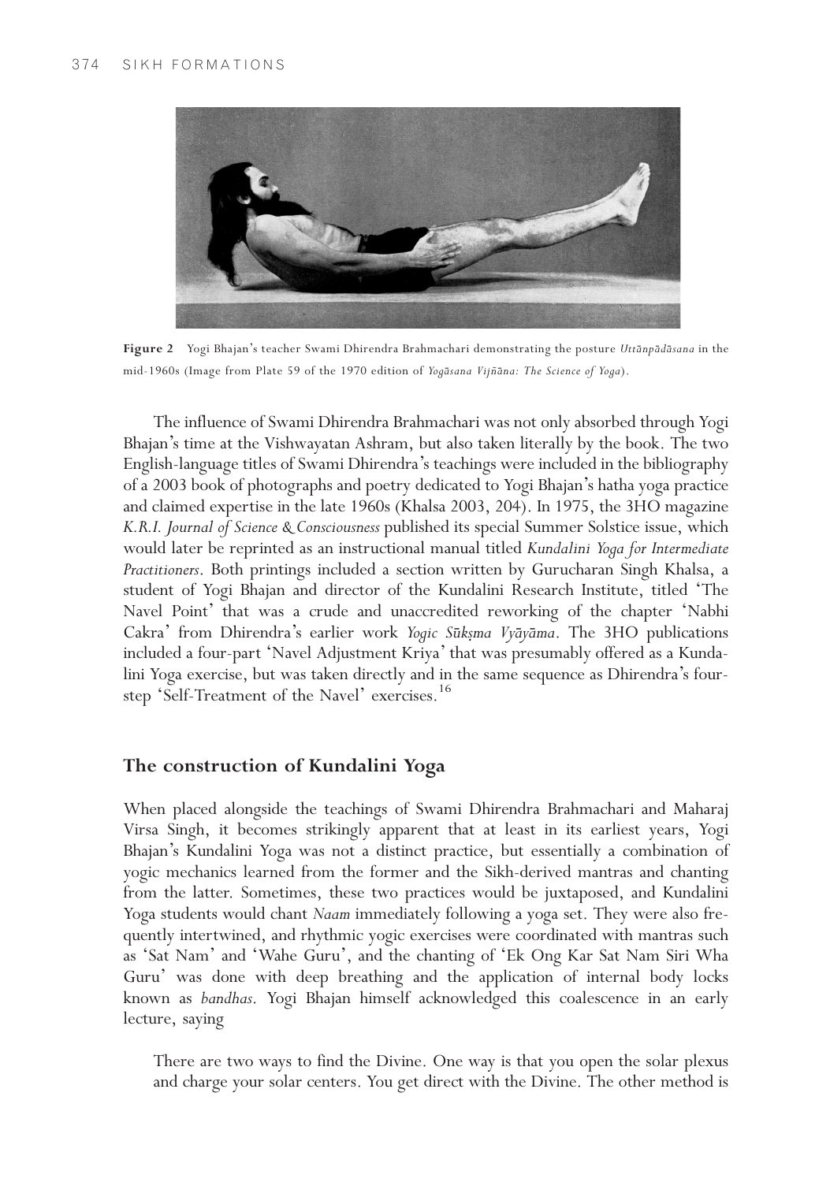**Figure 2** Yogi Bhajan's teacher Swami Dhirendra Brahmachari demonstrating the posture *Uttānpādāsana* in the mid-1960s (Image from Plate 59 of the 1970 edition of *Yogāsana Vijñāna: The Science of Yoga*).

The influence of Swami Dhirendra Brahmachari was not only absorbed through Yogi Bhajan's time at the Vishwayatan Ashram, but also taken literally by the book. The two English-language titles of Swami Dhirendra's teachings were included in the bibliography of a 2003 book of photographs and poetry dedicated to Yogi Bhajan's hatha yoga practice and claimed expertise in the late 1960s (Khalsa 2003, 204). In 1975, the 3HO magazine *K.R.I. Journal of Science & Consciousness* published its special Summer Solstice issue, which would later be reprinted as an instructional manual titled *Kundalini Yoga for Intermediate Practitioners*. Both printings included a section written by Gurucharan Singh Khalsa, a student of Yogi Bhajan and director of the Kundalini Research Institute, titled 'The Navel Point' that was a crude and unaccredited reworking of the chapter 'Nabhi Cakra' from Dhirendra's earlier work *Yogic Sūkṣma Vyāyāma*. The 3HO publications included a four-part 'Navel Adjustment Kriya' that was presumably offered as a Kundalini Yoga exercise, but was taken directly and in the same sequence as Dhirendra's four-step 'Self-Treatment of the Navel' exercises.[16]

## The construction of Kundalini Yoga

When placed alongside the teachings of Swami Dhirendra Brahmachari and Maharaj Virsa Singh, it becomes strikingly apparent that at least in its earliest years, Yogi Bhajan's Kundalini Yoga was not a distinct practice, but essentially a combination of yogic mechanics learned from the former and the Sikh-derived mantras and chanting from the latter. Sometimes, these two practices would be juxtaposed, and Kundalini Yoga students would chant *Naam* immediately following a yoga set. They were also frequently intertwined, and rhythmic yogic exercises were coordinated with mantras such as 'Sat Nam' and 'Wahe Guru', and the chanting of 'Ek Ong Kar Sat Nam Siri Wha Guru' was done with deep breathing and the application of internal body locks known as *bandhas*. Yogi Bhajan himself acknowledged this coalescence in an early lecture, saying

> There are two ways to find the Divine. One way is that you open the solar plexus and charge your solar centers. You get direct with the Divine. The other method is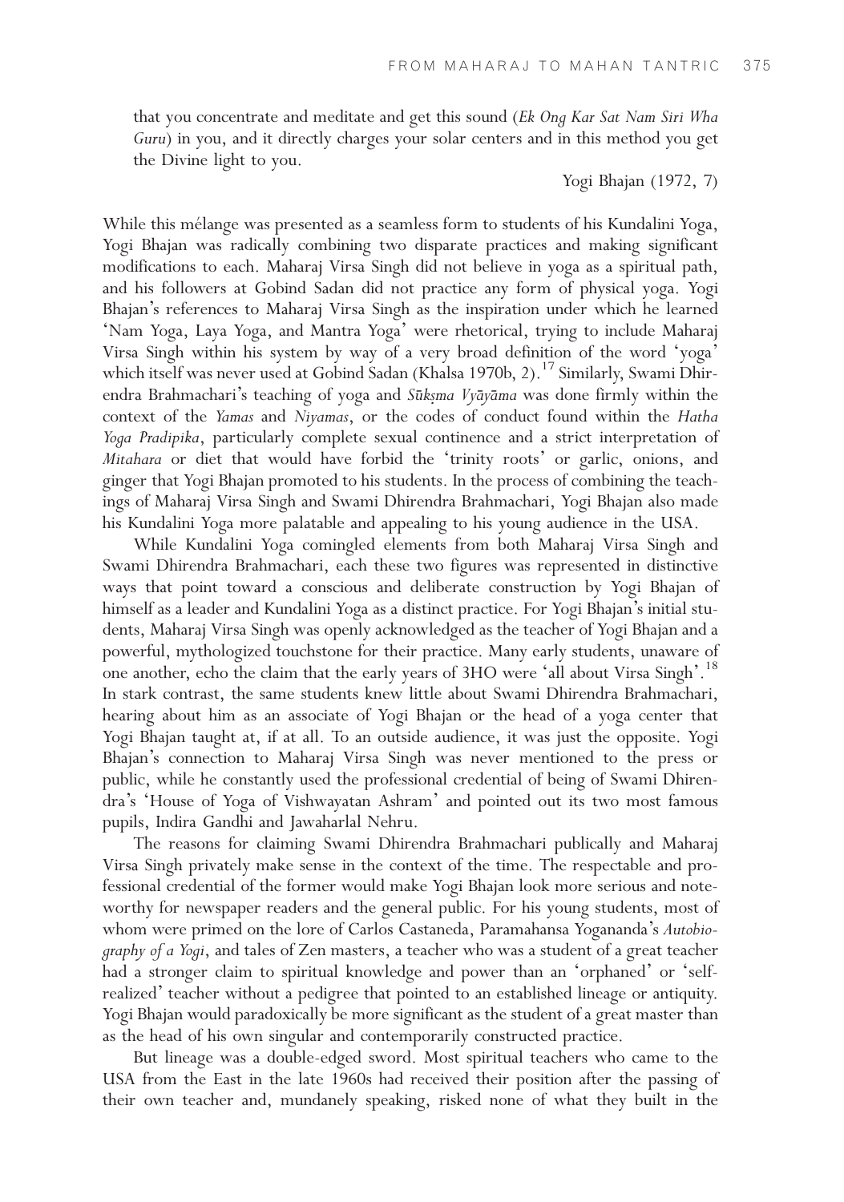> that you concentrate and meditate and get this sound (*Ek Ong Kar Sat Nam Siri Wha Guru*) in you, and it directly charges your solar centers and in this method you get the Divine light to you.
>
> Yogi Bhajan (1972, 7)

While this mélange was presented as a seamless form to students of his Kundalini Yoga, Yogi Bhajan was radically combining two disparate practices and making significant modifications to each. Maharaj Virsa Singh did not believe in yoga as a spiritual path, and his followers at Gobind Sadan did not practice any form of physical yoga. Yogi Bhajan's references to Maharaj Virsa Singh as the inspiration under which he learned 'Nam Yoga, Laya Yoga, and Mantra Yoga' were rhetorical, trying to include Maharaj Virsa Singh within his system by way of a very broad definition of the word 'yoga' which itself was never used at Gobind Sadan (Khalsa 1970b, 2).[17] Similarly, Swami Dhirendra Brahmachari's teaching of yoga and *Sūkṣma Vyāyāma* was done firmly within the context of the *Yamas* and *Niyamas*, or the codes of conduct found within the *Hatha Yoga Pradipika*, particularly complete sexual continence and a strict interpretation of *Mitahara* or diet that would have forbid the 'trinity roots' or garlic, onions, and ginger that Yogi Bhajan promoted to his students. In the process of combining the teachings of Maharaj Virsa Singh and Swami Dhirendra Brahmachari, Yogi Bhajan also made his Kundalini Yoga more palatable and appealing to his young audience in the USA.

While Kundalini Yoga comingled elements from both Maharaj Virsa Singh and Swami Dhirendra Brahmachari, each these two figures was represented in distinctive ways that point toward a conscious and deliberate construction by Yogi Bhajan of himself as a leader and Kundalini Yoga as a distinct practice. For Yogi Bhajan's initial students, Maharaj Virsa Singh was openly acknowledged as the teacher of Yogi Bhajan and a powerful, mythologized touchstone for their practice. Many early students, unaware of one another, echo the claim that the early years of 3HO were 'all about Virsa Singh'.[18] In stark contrast, the same students knew little about Swami Dhirendra Brahmachari, hearing about him as an associate of Yogi Bhajan or the head of a yoga center that Yogi Bhajan taught at, if at all. To an outside audience, it was just the opposite. Yogi Bhajan's connection to Maharaj Virsa Singh was never mentioned to the press or public, while he constantly used the professional credential of being of Swami Dhirendra's 'House of Yoga of Vishwayatan Ashram' and pointed out its two most famous pupils, Indira Gandhi and Jawaharlal Nehru.

The reasons for claiming Swami Dhirendra Brahmachari publically and Maharaj Virsa Singh privately make sense in the context of the time. The respectable and professional credential of the former would make Yogi Bhajan look more serious and noteworthy for newspaper readers and the general public. For his young students, most of whom were primed on the lore of Carlos Castaneda, Paramahansa Yogananda's *Autobiography of a Yogi*, and tales of Zen masters, a teacher who was a student of a great teacher had a stronger claim to spiritual knowledge and power than an 'orphaned' or 'self-realized' teacher without a pedigree that pointed to an established lineage or antiquity. Yogi Bhajan would paradoxically be more significant as the student of a great master than as the head of his own singular and contemporarily constructed practice.

But lineage was a double-edged sword. Most spiritual teachers who came to the USA from the East in the late 1960s had received their position after the passing of their own teacher and, mundanely speaking, risked none of what they built in the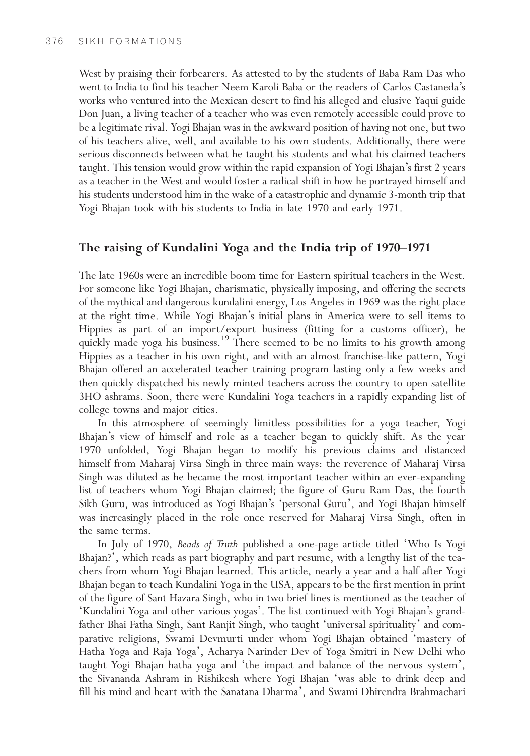West by praising their forbearers. As attested to by the students of Baba Ram Das who went to India to find his teacher Neem Karoli Baba or the readers of Carlos Castaneda's works who ventured into the Mexican desert to find his alleged and elusive Yaqui guide Don Juan, a living teacher of a teacher who was even remotely accessible could prove to be a legitimate rival. Yogi Bhajan was in the awkward position of having not one, but two of his teachers alive, well, and available to his own students. Additionally, there were serious disconnects between what he taught his students and what his claimed teachers taught. This tension would grow within the rapid expansion of Yogi Bhajan's first 2 years as a teacher in the West and would foster a radical shift in how he portrayed himself and his students understood him in the wake of a catastrophic and dynamic 3-month trip that Yogi Bhajan took with his students to India in late 1970 and early 1971.

## The raising of Kundalini Yoga and the India trip of 1970–1971

The late 1960s were an incredible boom time for Eastern spiritual teachers in the West. For someone like Yogi Bhajan, charismatic, physically imposing, and offering the secrets of the mythical and dangerous kundalini energy, Los Angeles in 1969 was the right place at the right time. While Yogi Bhajan's initial plans in America were to sell items to Hippies as part of an import/export business (fitting for a customs officer), he quickly made yoga his business.[19] There seemed to be no limits to his growth among Hippies as a teacher in his own right, and with an almost franchise-like pattern, Yogi Bhajan offered an accelerated teacher training program lasting only a few weeks and then quickly dispatched his newly minted teachers across the country to open satellite 3HO ashrams. Soon, there were Kundalini Yoga teachers in a rapidly expanding list of college towns and major cities.

In this atmosphere of seemingly limitless possibilities for a yoga teacher, Yogi Bhajan's view of himself and role as a teacher began to quickly shift. As the year 1970 unfolded, Yogi Bhajan began to modify his previous claims and distanced himself from Maharaj Virsa Singh in three main ways: the reverence of Maharaj Virsa Singh was diluted as he became the most important teacher within an ever-expanding list of teachers whom Yogi Bhajan claimed; the figure of Guru Ram Das, the fourth Sikh Guru, was introduced as Yogi Bhajan's 'personal Guru', and Yogi Bhajan himself was increasingly placed in the role once reserved for Maharaj Virsa Singh, often in the same terms.

In July of 1970, *Beads of Truth* published a one-page article titled 'Who Is Yogi Bhajan?', which reads as part biography and part resume, with a lengthy list of the teachers from whom Yogi Bhajan learned. This article, nearly a year and a half after Yogi Bhajan began to teach Kundalini Yoga in the USA, appears to be the first mention in print of the figure of Sant Hazara Singh, who in two brief lines is mentioned as the teacher of 'Kundalini Yoga and other various yogas'. The list continued with Yogi Bhajan's grandfather Bhai Fatha Singh, Sant Ranjit Singh, who taught 'universal spirituality' and comparative religions, Swami Devmurti under whom Yogi Bhajan obtained 'mastery of Hatha Yoga and Raja Yoga', Acharya Narinder Dev of Yoga Smitri in New Delhi who taught Yogi Bhajan hatha yoga and 'the impact and balance of the nervous system', the Sivananda Ashram in Rishikesh where Yogi Bhajan 'was able to drink deep and fill his mind and heart with the Sanatana Dharma', and Swami Dhirendra Brahmachari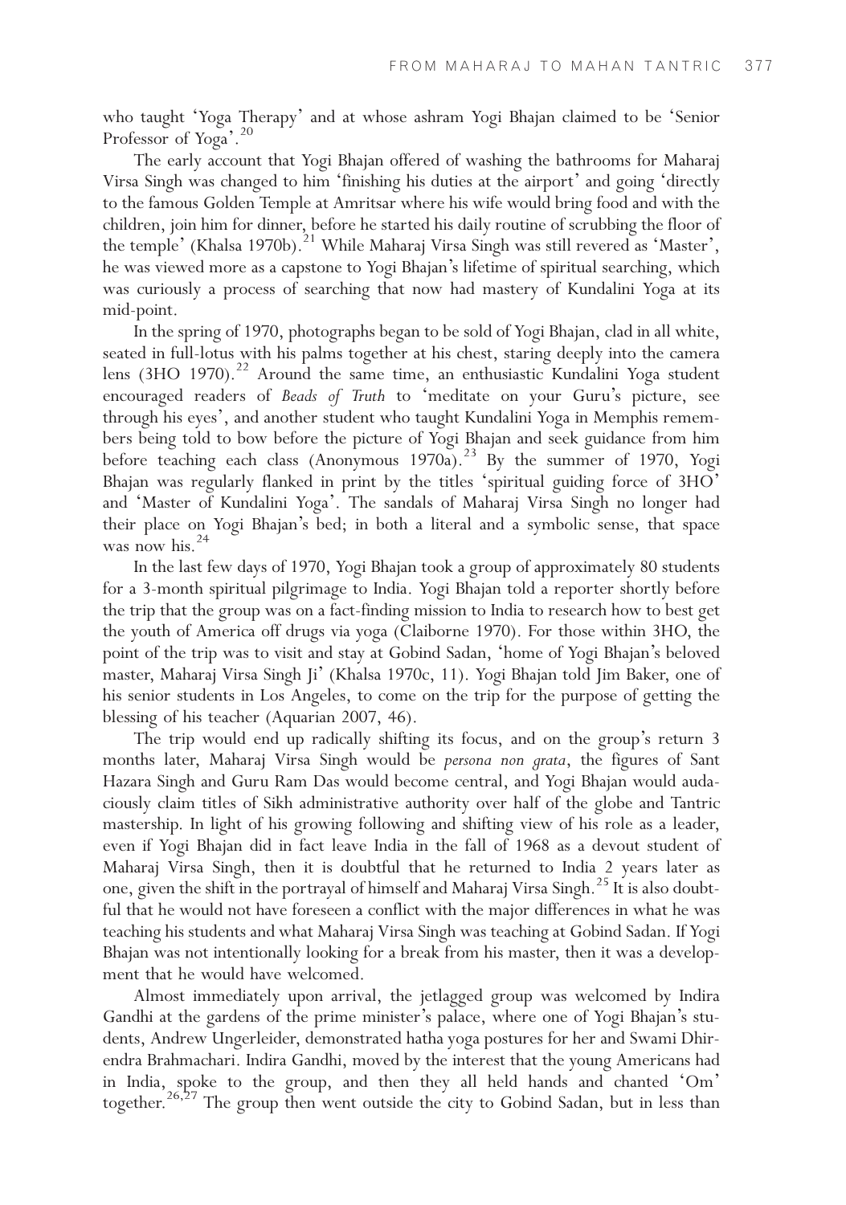who taught 'Yoga Therapy' and at whose ashram Yogi Bhajan claimed to be 'Senior Professor of Yoga'.[20]

The early account that Yogi Bhajan offered of washing the bathrooms for Maharaj Virsa Singh was changed to him 'finishing his duties at the airport' and going 'directly to the famous Golden Temple at Amritsar where his wife would bring food and with the children, join him for dinner, before he started his daily routine of scrubbing the floor of the temple' (Khalsa 1970b).[21] While Maharaj Virsa Singh was still revered as 'Master', he was viewed more as a capstone to Yogi Bhajan's lifetime of spiritual searching, which was curiously a process of searching that now had mastery of Kundalini Yoga at its mid-point.

In the spring of 1970, photographs began to be sold of Yogi Bhajan, clad in all white, seated in full-lotus with his palms together at his chest, staring deeply into the camera lens (3HO 1970).[22] Around the same time, an enthusiastic Kundalini Yoga student encouraged readers of *Beads of Truth* to 'meditate on your Guru's picture, see through his eyes', and another student who taught Kundalini Yoga in Memphis remembers being told to bow before the picture of Yogi Bhajan and seek guidance from him before teaching each class (Anonymous 1970a).[23] By the summer of 1970, Yogi Bhajan was regularly flanked in print by the titles 'spiritual guiding force of 3HO' and 'Master of Kundalini Yoga'. The sandals of Maharaj Virsa Singh no longer had their place on Yogi Bhajan's bed; in both a literal and a symbolic sense, that space was now his.[24]

In the last few days of 1970, Yogi Bhajan took a group of approximately 80 students for a 3-month spiritual pilgrimage to India. Yogi Bhajan told a reporter shortly before the trip that the group was on a fact-finding mission to India to research how to best get the youth of America off drugs via yoga (Claiborne 1970). For those within 3HO, the point of the trip was to visit and stay at Gobind Sadan, 'home of Yogi Bhajan's beloved master, Maharaj Virsa Singh Ji' (Khalsa 1970c, 11). Yogi Bhajan told Jim Baker, one of his senior students in Los Angeles, to come on the trip for the purpose of getting the blessing of his teacher (Aquarian 2007, 46).

The trip would end up radically shifting its focus, and on the group's return 3 months later, Maharaj Virsa Singh would be *persona non grata*, the figures of Sant Hazara Singh and Guru Ram Das would become central, and Yogi Bhajan would audaciously claim titles of Sikh administrative authority over half of the globe and Tantric mastership. In light of his growing following and shifting view of his role as a leader, even if Yogi Bhajan did in fact leave India in the fall of 1968 as a devout student of Maharaj Virsa Singh, then it is doubtful that he returned to India 2 years later as one, given the shift in the portrayal of himself and Maharaj Virsa Singh.[25] It is also doubtful that he would not have foreseen a conflict with the major differences in what he was teaching his students and what Maharaj Virsa Singh was teaching at Gobind Sadan. If Yogi Bhajan was not intentionally looking for a break from his master, then it was a development that he would have welcomed.

Almost immediately upon arrival, the jetlagged group was welcomed by Indira Gandhi at the gardens of the prime minister's palace, where one of Yogi Bhajan's students, Andrew Ungerleider, demonstrated hatha yoga postures for her and Swami Dhirendra Brahmachari. Indira Gandhi, moved by the interest that the young Americans had in India, spoke to the group, and then they all held hands and chanted 'Om' together.[26,27] The group then went outside the city to Gobind Sadan, but in less than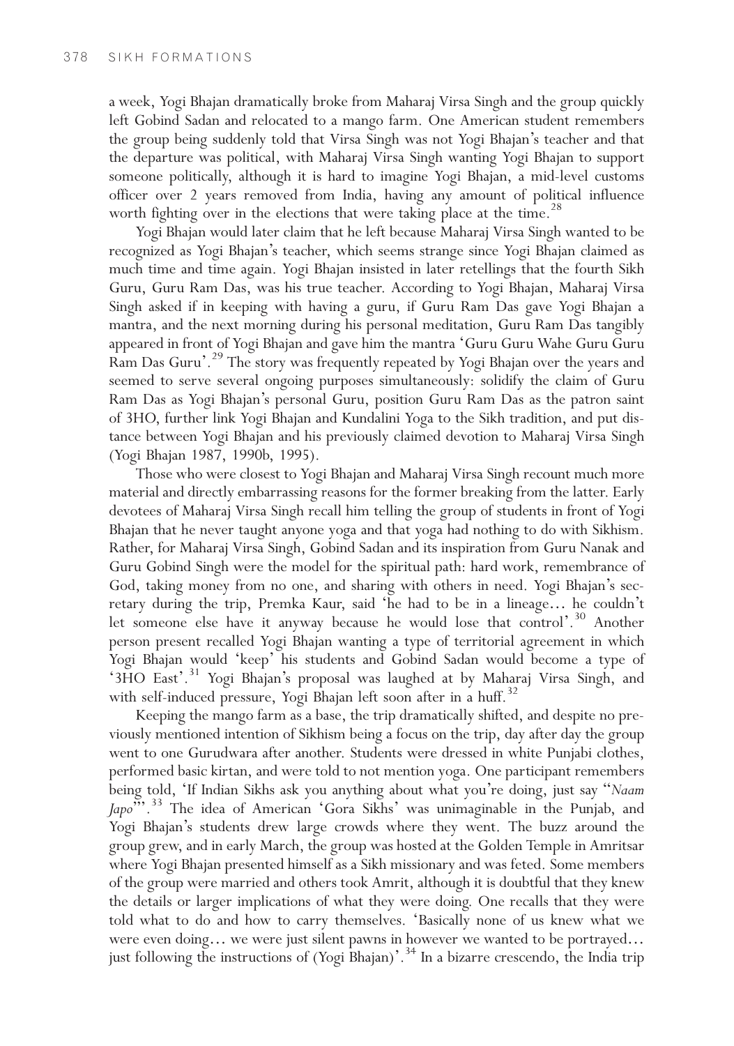a week, Yogi Bhajan dramatically broke from Maharaj Virsa Singh and the group quickly left Gobind Sadan and relocated to a mango farm. One American student remembers the group being suddenly told that Virsa Singh was not Yogi Bhajan's teacher and that the departure was political, with Maharaj Virsa Singh wanting Yogi Bhajan to support someone politically, although it is hard to imagine Yogi Bhajan, a mid-level customs officer over 2 years removed from India, having any amount of political influence worth fighting over in the elections that were taking place at the time.[28]

Yogi Bhajan would later claim that he left because Maharaj Virsa Singh wanted to be recognized as Yogi Bhajan's teacher, which seems strange since Yogi Bhajan claimed as much time and time again. Yogi Bhajan insisted in later retellings that the fourth Sikh Guru, Guru Ram Das, was his true teacher. According to Yogi Bhajan, Maharaj Virsa Singh asked if in keeping with having a guru, if Guru Ram Das gave Yogi Bhajan a mantra, and the next morning during his personal meditation, Guru Ram Das tangibly appeared in front of Yogi Bhajan and gave him the mantra 'Guru Guru Wahe Guru Guru Ram Das Guru'.[29] The story was frequently repeated by Yogi Bhajan over the years and seemed to serve several ongoing purposes simultaneously: solidify the claim of Guru Ram Das as Yogi Bhajan's personal Guru, position Guru Ram Das as the patron saint of 3HO, further link Yogi Bhajan and Kundalini Yoga to the Sikh tradition, and put distance between Yogi Bhajan and his previously claimed devotion to Maharaj Virsa Singh (Yogi Bhajan 1987, 1990b, 1995).

Those who were closest to Yogi Bhajan and Maharaj Virsa Singh recount much more material and directly embarrassing reasons for the former breaking from the latter. Early devotees of Maharaj Virsa Singh recall him telling the group of students in front of Yogi Bhajan that he never taught anyone yoga and that yoga had nothing to do with Sikhism. Rather, for Maharaj Virsa Singh, Gobind Sadan and its inspiration from Guru Nanak and Guru Gobind Singh were the model for the spiritual path: hard work, remembrance of God, taking money from no one, and sharing with others in need. Yogi Bhajan's secretary during the trip, Premka Kaur, said 'he had to be in a lineage… he couldn't let someone else have it anyway because he would lose that control'.[30] Another person present recalled Yogi Bhajan wanting a type of territorial agreement in which Yogi Bhajan would 'keep' his students and Gobind Sadan would become a type of '3HO East'.[31] Yogi Bhajan's proposal was laughed at by Maharaj Virsa Singh, and with self-induced pressure, Yogi Bhajan left soon after in a huff.[32]

Keeping the mango farm as a base, the trip dramatically shifted, and despite no previously mentioned intention of Sikhism being a focus on the trip, day after day the group went to one Gurudwara after another. Students were dressed in white Punjabi clothes, performed basic kirtan, and were told to not mention yoga. One participant remembers being told, 'If Indian Sikhs ask you anything about what you're doing, just say "*Naam Japo*"'.[33] The idea of American 'Gora Sikhs' was unimaginable in the Punjab, and Yogi Bhajan's students drew large crowds where they went. The buzz around the group grew, and in early March, the group was hosted at the Golden Temple in Amritsar where Yogi Bhajan presented himself as a Sikh missionary and was feted. Some members of the group were married and others took Amrit, although it is doubtful that they knew the details or larger implications of what they were doing. One recalls that they were told what to do and how to carry themselves. 'Basically none of us knew what we were even doing… we were just silent pawns in however we wanted to be portrayed… just following the instructions of (Yogi Bhajan)'.[34] In a bizarre crescendo, the India trip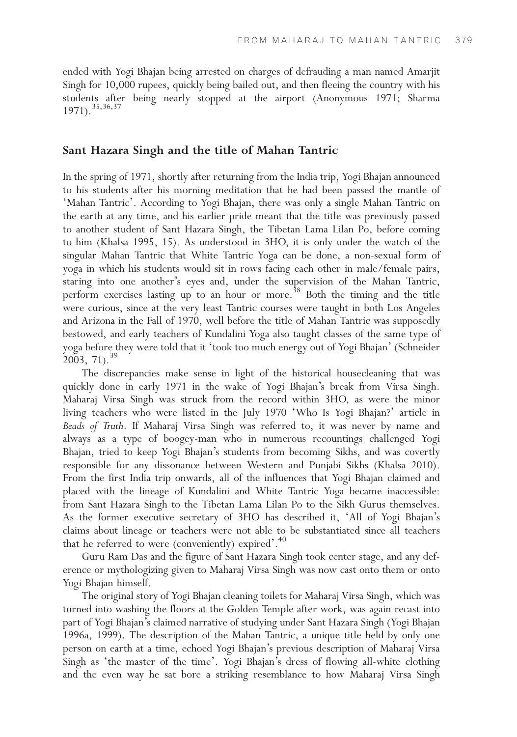ended with Yogi Bhajan being arrested on charges of defrauding a man named Amarjit Singh for 10,000 rupees, quickly being bailed out, and then fleeing the country with his students after being nearly stopped at the airport (Anonymous 1971; Sharma 1971).[35,36,37]

## Sant Hazara Singh and the title of Mahan Tantric

In the spring of 1971, shortly after returning from the India trip, Yogi Bhajan announced to his students after his morning meditation that he had been passed the mantle of 'Mahan Tantric'. According to Yogi Bhajan, there was only a single Mahan Tantric on the earth at any time, and his earlier pride meant that the title was previously passed to another student of Sant Hazara Singh, the Tibetan Lama Lilan Po, before coming to him (Khalsa 1995, 15). As understood in 3HO, it is only under the watch of the singular Mahan Tantric that White Tantric Yoga can be done, a non-sexual form of yoga in which his students would sit in rows facing each other in male/female pairs, staring into one another's eyes and, under the supervision of the Mahan Tantric, perform exercises lasting up to an hour or more.[38] Both the timing and the title were curious, since at the very least Tantric courses were taught in both Los Angeles and Arizona in the Fall of 1970, well before the title of Mahan Tantric was supposedly bestowed, and early teachers of Kundalini Yoga also taught classes of the same type of yoga before they were told that it 'took too much energy out of Yogi Bhajan' (Schneider 2003, 71).[39]

The discrepancies make sense in light of the historical housecleaning that was quickly done in early 1971 in the wake of Yogi Bhajan's break from Virsa Singh. Maharaj Virsa Singh was struck from the record within 3HO, as were the minor living teachers who were listed in the July 1970 'Who Is Yogi Bhajan?' article in *Beads of Truth*. If Maharaj Virsa Singh was referred to, it was never by name and always as a type of boogey-man who in numerous recountings challenged Yogi Bhajan, tried to keep Yogi Bhajan's students from becoming Sikhs, and was covertly responsible for any dissonance between Western and Punjabi Sikhs (Khalsa 2010). From the first India trip onwards, all of the influences that Yogi Bhajan claimed and placed with the lineage of Kundalini and White Tantric Yoga became inaccessible: from Sant Hazara Singh to the Tibetan Lama Lilan Po to the Sikh Gurus themselves. As the former executive secretary of 3HO has described it, 'All of Yogi Bhajan's claims about lineage or teachers were not able to be substantiated since all teachers that he referred to were (conveniently) expired'.[40]

Guru Ram Das and the figure of Sant Hazara Singh took center stage, and any deference or mythologizing given to Maharaj Virsa Singh was now cast onto them or onto Yogi Bhajan himself.

The original story of Yogi Bhajan cleaning toilets for Maharaj Virsa Singh, which was turned into washing the floors at the Golden Temple after work, was again recast into part of Yogi Bhajan's claimed narrative of studying under Sant Hazara Singh (Yogi Bhajan 1996a, 1999). The description of the Mahan Tantric, a unique title held by only one person on earth at a time, echoed Yogi Bhajan's previous description of Maharaj Virsa Singh as 'the master of the time'. Yogi Bhajan's dress of flowing all-white clothing and the even way he sat bore a striking resemblance to how Maharaj Virsa Singh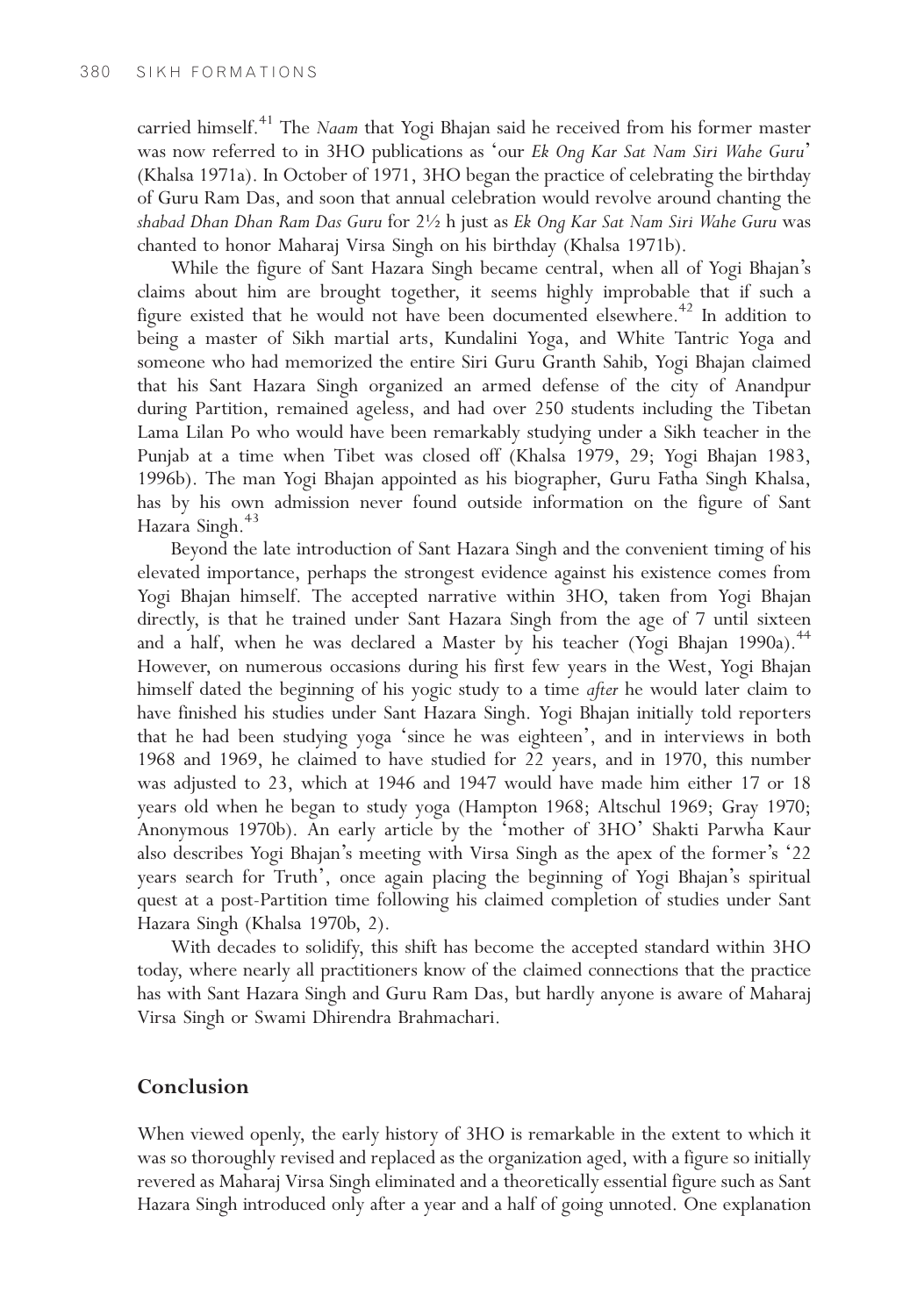carried himself.[41] The *Naam* that Yogi Bhajan said he received from his former master was now referred to in 3HO publications as 'our *Ek Ong Kar Sat Nam Siri Wahe Guru*' (Khalsa 1971a). In October of 1971, 3HO began the practice of celebrating the birthday of Guru Ram Das, and soon that annual celebration would revolve around chanting the *shabad Dhan Dhan Ram Das Guru* for 2½ h just as *Ek Ong Kar Sat Nam Siri Wahe Guru* was chanted to honor Maharaj Virsa Singh on his birthday (Khalsa 1971b).

While the figure of Sant Hazara Singh became central, when all of Yogi Bhajan's claims about him are brought together, it seems highly improbable that if such a figure existed that he would not have been documented elsewhere.[42] In addition to being a master of Sikh martial arts, Kundalini Yoga, and White Tantric Yoga and someone who had memorized the entire Siri Guru Granth Sahib, Yogi Bhajan claimed that his Sant Hazara Singh organized an armed defense of the city of Anandpur during Partition, remained ageless, and had over 250 students including the Tibetan Lama Lilan Po who would have been remarkably studying under a Sikh teacher in the Punjab at a time when Tibet was closed off (Khalsa 1979, 29; Yogi Bhajan 1983, 1996b). The man Yogi Bhajan appointed as his biographer, Guru Fatha Singh Khalsa, has by his own admission never found outside information on the figure of Sant Hazara Singh.[43]

Beyond the late introduction of Sant Hazara Singh and the convenient timing of his elevated importance, perhaps the strongest evidence against his existence comes from Yogi Bhajan himself. The accepted narrative within 3HO, taken from Yogi Bhajan directly, is that he trained under Sant Hazara Singh from the age of 7 until sixteen and a half, when he was declared a Master by his teacher (Yogi Bhajan 1990a).[44] However, on numerous occasions during his first few years in the West, Yogi Bhajan himself dated the beginning of his yogic study to a time *after* he would later claim to have finished his studies under Sant Hazara Singh. Yogi Bhajan initially told reporters that he had been studying yoga 'since he was eighteen', and in interviews in both 1968 and 1969, he claimed to have studied for 22 years, and in 1970, this number was adjusted to 23, which at 1946 and 1947 would have made him either 17 or 18 years old when he began to study yoga (Hampton 1968; Altschul 1969; Gray 1970; Anonymous 1970b). An early article by the 'mother of 3HO' Shakti Parwha Kaur also describes Yogi Bhajan's meeting with Virsa Singh as the apex of the former's '22 years search for Truth', once again placing the beginning of Yogi Bhajan's spiritual quest at a post-Partition time following his claimed completion of studies under Sant Hazara Singh (Khalsa 1970b, 2).

With decades to solidify, this shift has become the accepted standard within 3HO today, where nearly all practitioners know of the claimed connections that the practice has with Sant Hazara Singh and Guru Ram Das, but hardly anyone is aware of Maharaj Virsa Singh or Swami Dhirendra Brahmachari.

## Conclusion

When viewed openly, the early history of 3HO is remarkable in the extent to which it was so thoroughly revised and replaced as the organization aged, with a figure so initially revered as Maharaj Virsa Singh eliminated and a theoretically essential figure such as Sant Hazara Singh introduced only after a year and a half of going unnoted. One explanation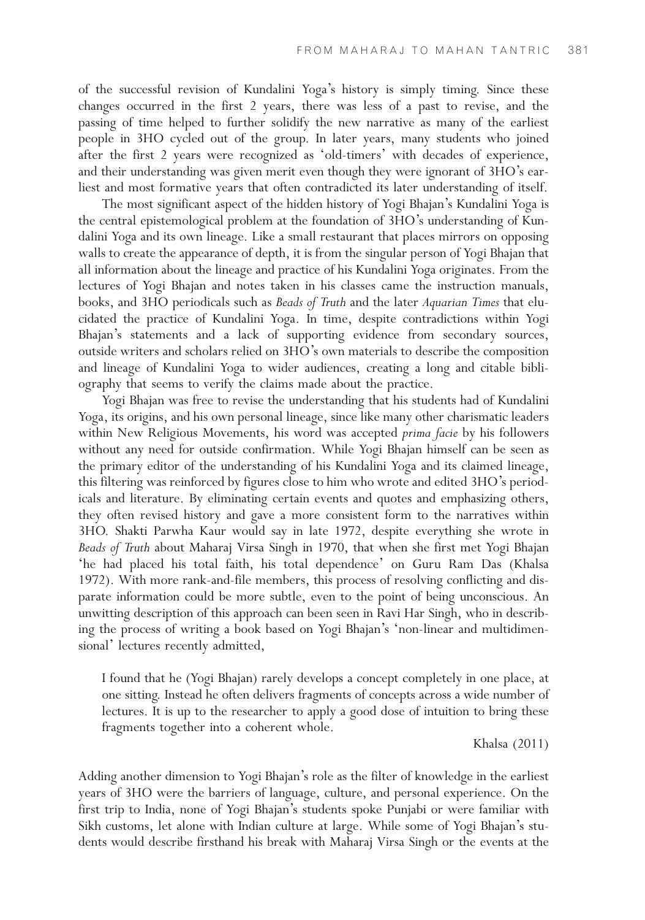of the successful revision of Kundalini Yoga's history is simply timing. Since these changes occurred in the first 2 years, there was less of a past to revise, and the passing of time helped to further solidify the new narrative as many of the earliest people in 3HO cycled out of the group. In later years, many students who joined after the first 2 years were recognized as 'old-timers' with decades of experience, and their understanding was given merit even though they were ignorant of 3HO's earliest and most formative years that often contradicted its later understanding of itself.

The most significant aspect of the hidden history of Yogi Bhajan's Kundalini Yoga is the central epistemological problem at the foundation of 3HO's understanding of Kundalini Yoga and its own lineage. Like a small restaurant that places mirrors on opposing walls to create the appearance of depth, it is from the singular person of Yogi Bhajan that all information about the lineage and practice of his Kundalini Yoga originates. From the lectures of Yogi Bhajan and notes taken in his classes came the instruction manuals, books, and 3HO periodicals such as *Beads of Truth* and the later *Aquarian Times* that elucidated the practice of Kundalini Yoga. In time, despite contradictions within Yogi Bhajan's statements and a lack of supporting evidence from secondary sources, outside writers and scholars relied on 3HO's own materials to describe the composition and lineage of Kundalini Yoga to wider audiences, creating a long and citable bibliography that seems to verify the claims made about the practice.

Yogi Bhajan was free to revise the understanding that his students had of Kundalini Yoga, its origins, and his own personal lineage, since like many other charismatic leaders within New Religious Movements, his word was accepted *prima facie* by his followers without any need for outside confirmation. While Yogi Bhajan himself can be seen as the primary editor of the understanding of his Kundalini Yoga and its claimed lineage, this filtering was reinforced by figures close to him who wrote and edited 3HO's periodicals and literature. By eliminating certain events and quotes and emphasizing others, they often revised history and gave a more consistent form to the narratives within 3HO. Shakti Parwha Kaur would say in late 1972, despite everything she wrote in *Beads of Truth* about Maharaj Virsa Singh in 1970, that when she first met Yogi Bhajan 'he had placed his total faith, his total dependence' on Guru Ram Das (Khalsa 1972). With more rank-and-file members, this process of resolving conflicting and disparate information could be more subtle, even to the point of being unconscious. An unwitting description of this approach can been seen in Ravi Har Singh, who in describing the process of writing a book based on Yogi Bhajan's 'non-linear and multidimensional' lectures recently admitted,

> I found that he (Yogi Bhajan) rarely develops a concept completely in one place, at one sitting. Instead he often delivers fragments of concepts across a wide number of lectures. It is up to the researcher to apply a good dose of intuition to bring these fragments together into a coherent whole.
>
> Khalsa (2011)

Adding another dimension to Yogi Bhajan's role as the filter of knowledge in the earliest years of 3HO were the barriers of language, culture, and personal experience. On the first trip to India, none of Yogi Bhajan's students spoke Punjabi or were familiar with Sikh customs, let alone with Indian culture at large. While some of Yogi Bhajan's students would describe firsthand his break with Maharaj Virsa Singh or the events at the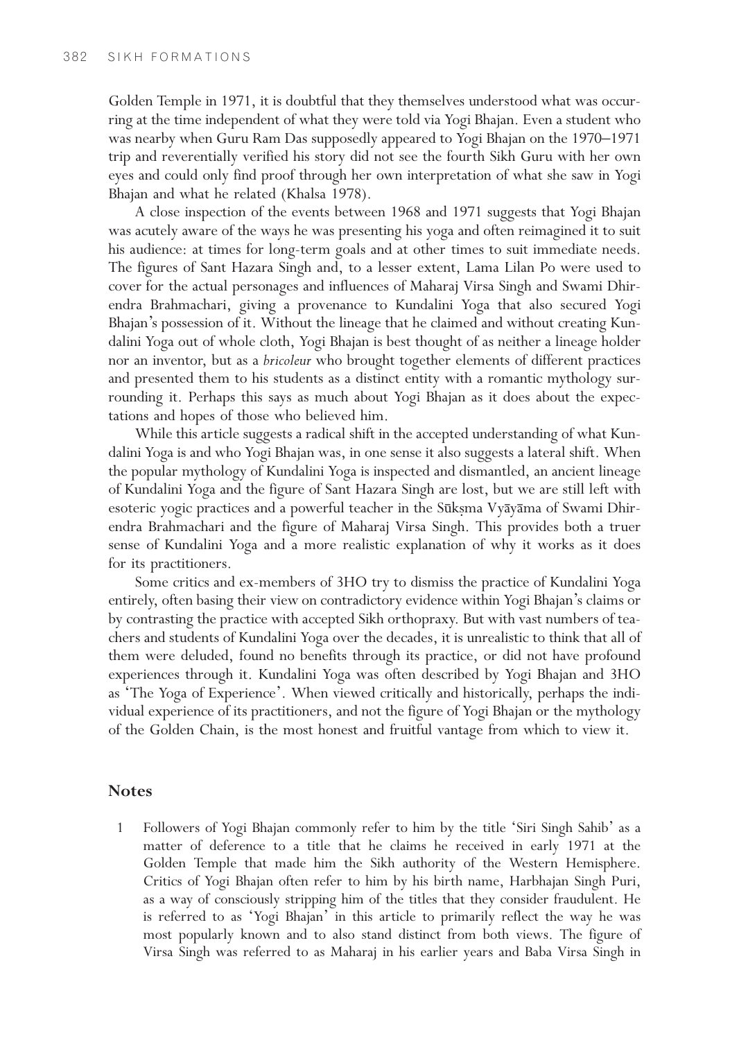Golden Temple in 1971, it is doubtful that they themselves understood what was occurring at the time independent of what they were told via Yogi Bhajan. Even a student who was nearby when Guru Ram Das supposedly appeared to Yogi Bhajan on the 1970–1971 trip and reverentially verified his story did not see the fourth Sikh Guru with her own eyes and could only find proof through her own interpretation of what she saw in Yogi Bhajan and what he related (Khalsa 1978).

A close inspection of the events between 1968 and 1971 suggests that Yogi Bhajan was acutely aware of the ways he was presenting his yoga and often reimagined it to suit his audience: at times for long-term goals and at other times to suit immediate needs. The figures of Sant Hazara Singh and, to a lesser extent, Lama Lilan Po were used to cover for the actual personages and influences of Maharaj Virsa Singh and Swami Dhirendra Brahmachari, giving a provenance to Kundalini Yoga that also secured Yogi Bhajan's possession of it. Without the lineage that he claimed and without creating Kundalini Yoga out of whole cloth, Yogi Bhajan is best thought of as neither a lineage holder nor an inventor, but as a *bricoleur* who brought together elements of different practices and presented them to his students as a distinct entity with a romantic mythology surrounding it. Perhaps this says as much about Yogi Bhajan as it does about the expectations and hopes of those who believed him.

While this article suggests a radical shift in the accepted understanding of what Kundalini Yoga is and who Yogi Bhajan was, in one sense it also suggests a lateral shift. When the popular mythology of Kundalini Yoga is inspected and dismantled, an ancient lineage of Kundalini Yoga and the figure of Sant Hazara Singh are lost, but we are still left with esoteric yogic practices and a powerful teacher in the Sūkṣma Vyāyāma of Swami Dhirendra Brahmachari and the figure of Maharaj Virsa Singh. This provides both a truer sense of Kundalini Yoga and a more realistic explanation of why it works as it does for its practitioners.

Some critics and ex-members of 3HO try to dismiss the practice of Kundalini Yoga entirely, often basing their view on contradictory evidence within Yogi Bhajan's claims or by contrasting the practice with accepted Sikh orthopraxy. But with vast numbers of teachers and students of Kundalini Yoga over the decades, it is unrealistic to think that all of them were deluded, found no benefits through its practice, or did not have profound experiences through it. Kundalini Yoga was often described by Yogi Bhajan and 3HO as 'The Yoga of Experience'. When viewed critically and historically, perhaps the individual experience of its practitioners, and not the figure of Yogi Bhajan or the mythology of the Golden Chain, is the most honest and fruitful vantage from which to view it.

## Notes

1. Followers of Yogi Bhajan commonly refer to him by the title 'Siri Singh Sahib' as a matter of deference to a title that he claims he received in early 1971 at the Golden Temple that made him the Sikh authority of the Western Hemisphere. Critics of Yogi Bhajan often refer to him by his birth name, Harbhajan Singh Puri, as a way of consciously stripping him of the titles that they consider fraudulent. He is referred to as 'Yogi Bhajan' in this article to primarily reflect the way he was most popularly known and to also stand distinct from both views. The figure of Virsa Singh was referred to as Maharaj in his earlier years and Baba Virsa Singh in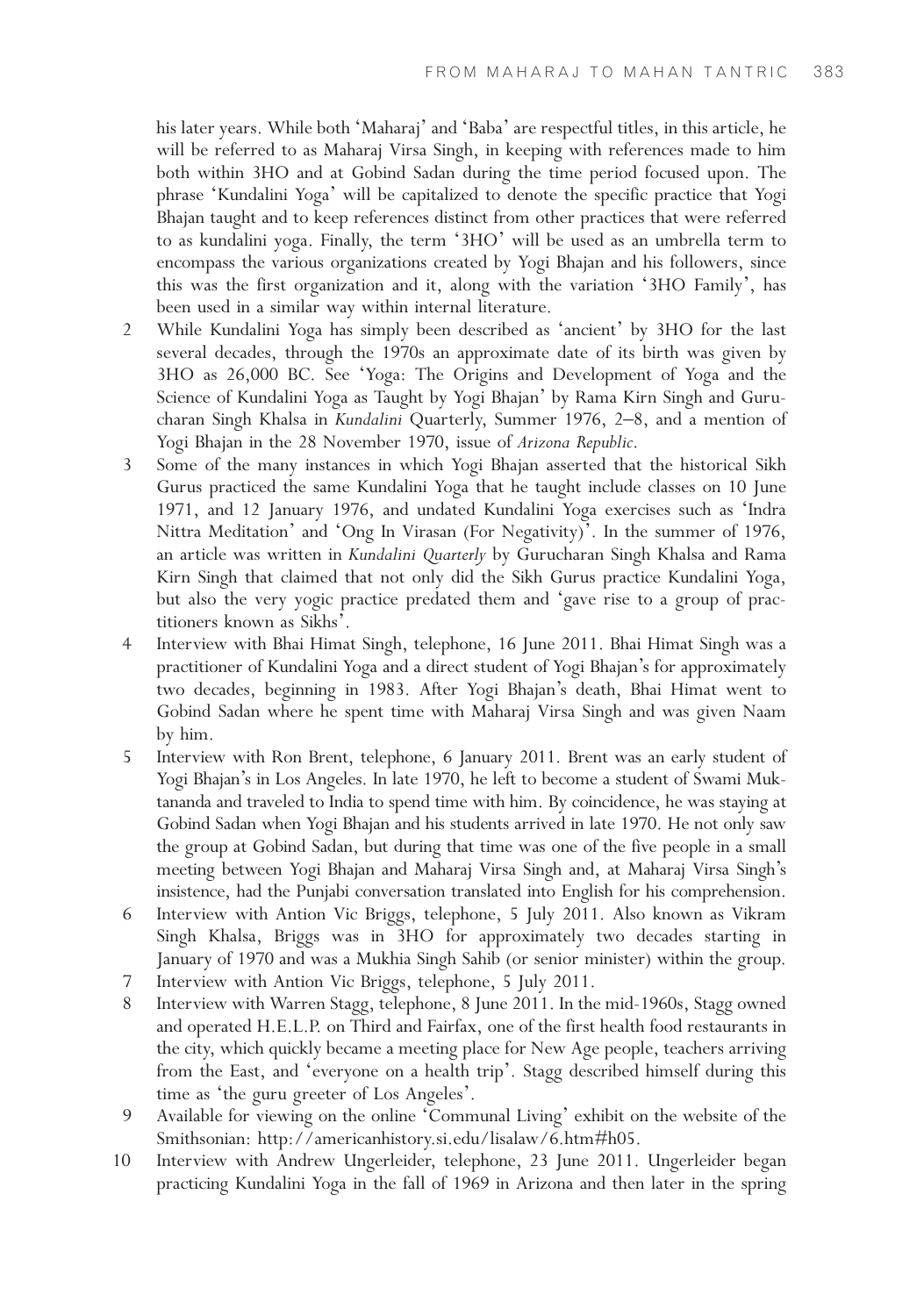his later years. While both 'Maharaj' and 'Baba' are respectful titles, in this article, he will be referred to as Maharaj Virsa Singh, in keeping with references made to him both within 3HO and at Gobind Sadan during the time period focused upon. The phrase 'Kundalini Yoga' will be capitalized to denote the specific practice that Yogi Bhajan taught and to keep references distinct from other practices that were referred to as kundalini yoga. Finally, the term '3HO' will be used as an umbrella term to encompass the various organizations created by Yogi Bhajan and his followers, since this was the first organization and it, along with the variation '3HO Family', has been used in a similar way within internal literature.

2 While Kundalini Yoga has simply been described as 'ancient' by 3HO for the last several decades, through the 1970s an approximate date of its birth was given by 3HO as 26,000 BC. See 'Yoga: The Origins and Development of Yoga and the Science of Kundalini Yoga as Taught by Yogi Bhajan' by Rama Kirn Singh and Gurucharan Singh Khalsa in *Kundalini* Quarterly, Summer 1976, 2–8, and a mention of Yogi Bhajan in the 28 November 1970, issue of *Arizona Republic*.

3 Some of the many instances in which Yogi Bhajan asserted that the historical Sikh Gurus practiced the same Kundalini Yoga that he taught include classes on 10 June 1971, and 12 January 1976, and undated Kundalini Yoga exercises such as 'Indra Nittra Meditation' and 'Ong In Virasan (For Negativity)'. In the summer of 1976, an article was written in *Kundalini Quarterly* by Gurucharan Singh Khalsa and Rama Kirn Singh that claimed that not only did the Sikh Gurus practice Kundalini Yoga, but also the very yogic practice predated them and 'gave rise to a group of practitioners known as Sikhs'.

4 Interview with Bhai Himat Singh, telephone, 16 June 2011. Bhai Himat Singh was a practitioner of Kundalini Yoga and a direct student of Yogi Bhajan's for approximately two decades, beginning in 1983. After Yogi Bhajan's death, Bhai Himat went to Gobind Sadan where he spent time with Maharaj Virsa Singh and was given Naam by him.

5 Interview with Ron Brent, telephone, 6 January 2011. Brent was an early student of Yogi Bhajan's in Los Angeles. In late 1970, he left to become a student of Swami Muktananda and traveled to India to spend time with him. By coincidence, he was staying at Gobind Sadan when Yogi Bhajan and his students arrived in late 1970. He not only saw the group at Gobind Sadan, but during that time was one of the five people in a small meeting between Yogi Bhajan and Maharaj Virsa Singh and, at Maharaj Virsa Singh's insistence, had the Punjabi conversation translated into English for his comprehension.

6 Interview with Antion Vic Briggs, telephone, 5 July 2011. Also known as Vikram Singh Khalsa, Briggs was in 3HO for approximately two decades starting in January of 1970 and was a Mukhia Singh Sahib (or senior minister) within the group.

7 Interview with Antion Vic Briggs, telephone, 5 July 2011.

8 Interview with Warren Stagg, telephone, 8 June 2011. In the mid-1960s, Stagg owned and operated H.E.L.P. on Third and Fairfax, one of the first health food restaurants in the city, which quickly became a meeting place for New Age people, teachers arriving from the East, and 'everyone on a health trip'. Stagg described himself during this time as 'the guru greeter of Los Angeles'.

9 Available for viewing on the online 'Communal Living' exhibit on the website of the Smithsonian: http://americanhistory.si.edu/lisalaw/6.htm#h05.

10 Interview with Andrew Ungerleider, telephone, 23 June 2011. Ungerleider began practicing Kundalini Yoga in the fall of 1969 in Arizona and then later in the spring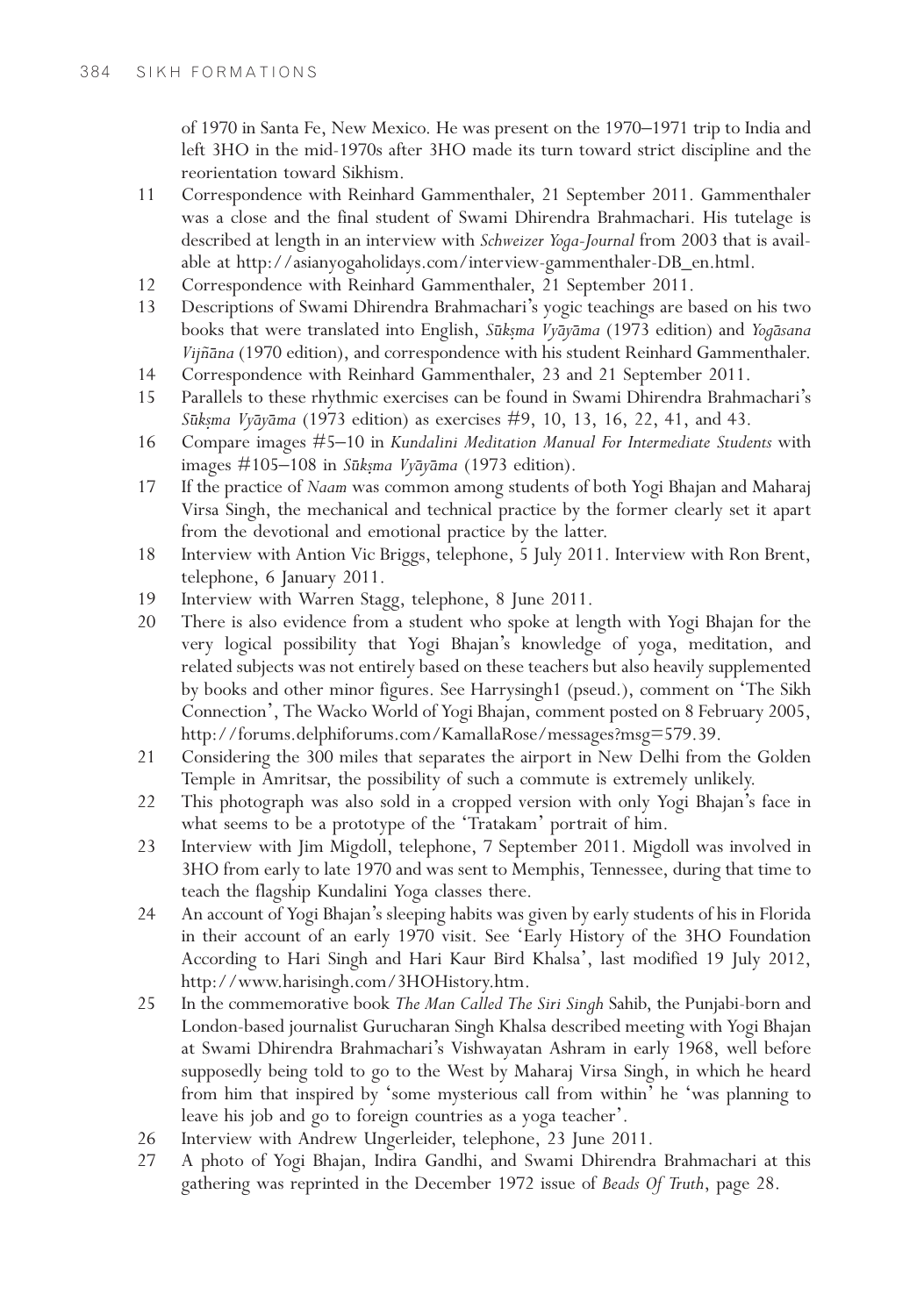of 1970 in Santa Fe, New Mexico. He was present on the 1970–1971 trip to India and left 3HO in the mid-1970s after 3HO made its turn toward strict discipline and the reorientation toward Sikhism.

11. Correspondence with Reinhard Gammenthaler, 21 September 2011. Gammenthaler was a close and the final student of Swami Dhirendra Brahmachari. His tutelage is described at length in an interview with *Schweizer Yoga-Journal* from 2003 that is available at http://asianyogaholidays.com/interview-gammenthaler-DB_en.html.
12. Correspondence with Reinhard Gammenthaler, 21 September 2011.
13. Descriptions of Swami Dhirendra Brahmachari's yogic teachings are based on his two books that were translated into English, *Sūkṣma Vyāyāma* (1973 edition) and *Yogāsana Vijñāna* (1970 edition), and correspondence with his student Reinhard Gammenthaler.
14. Correspondence with Reinhard Gammenthaler, 23 and 21 September 2011.
15. Parallels to these rhythmic exercises can be found in Swami Dhirendra Brahmachari's *Sūkṣma Vyāyāma* (1973 edition) as exercises #9, 10, 13, 16, 22, 41, and 43.
16. Compare images #5–10 in *Kundalini Meditation Manual For Intermediate Students* with images #105–108 in *Sūkṣma Vyāyāma* (1973 edition).
17. If the practice of *Naam* was common among students of both Yogi Bhajan and Maharaj Virsa Singh, the mechanical and technical practice by the former clearly set it apart from the devotional and emotional practice by the latter.
18. Interview with Antion Vic Briggs, telephone, 5 July 2011. Interview with Ron Brent, telephone, 6 January 2011.
19. Interview with Warren Stagg, telephone, 8 June 2011.
20. There is also evidence from a student who spoke at length with Yogi Bhajan for the very logical possibility that Yogi Bhajan's knowledge of yoga, meditation, and related subjects was not entirely based on these teachers but also heavily supplemented by books and other minor figures. See Harrysingh1 (pseud.), comment on 'The Sikh Connection', The Wacko World of Yogi Bhajan, comment posted on 8 February 2005, http://forums.delphiforums.com/KamallaRose/messages?msg=579.39.
21. Considering the 300 miles that separates the airport in New Delhi from the Golden Temple in Amritsar, the possibility of such a commute is extremely unlikely.
22. This photograph was also sold in a cropped version with only Yogi Bhajan's face in what seems to be a prototype of the 'Tratakam' portrait of him.
23. Interview with Jim Migdoll, telephone, 7 September 2011. Migdoll was involved in 3HO from early to late 1970 and was sent to Memphis, Tennessee, during that time to teach the flagship Kundalini Yoga classes there.
24. An account of Yogi Bhajan's sleeping habits was given by early students of his in Florida in their account of an early 1970 visit. See 'Early History of the 3HO Foundation According to Hari Singh and Hari Kaur Bird Khalsa', last modified 19 July 2012, http://www.harisingh.com/3HOHistory.htm.
25. In the commemorative book *The Man Called The Siri Singh* Sahib, the Punjabi-born and London-based journalist Gurucharan Singh Khalsa described meeting with Yogi Bhajan at Swami Dhirendra Brahmachari's Vishwayatan Ashram in early 1968, well before supposedly being told to go to the West by Maharaj Virsa Singh, in which he heard from him that inspired by 'some mysterious call from within' he 'was planning to leave his job and go to foreign countries as a yoga teacher'.
26. Interview with Andrew Ungerleider, telephone, 23 June 2011.
27. A photo of Yogi Bhajan, Indira Gandhi, and Swami Dhirendra Brahmachari at this gathering was reprinted in the December 1972 issue of *Beads Of Truth*, page 28.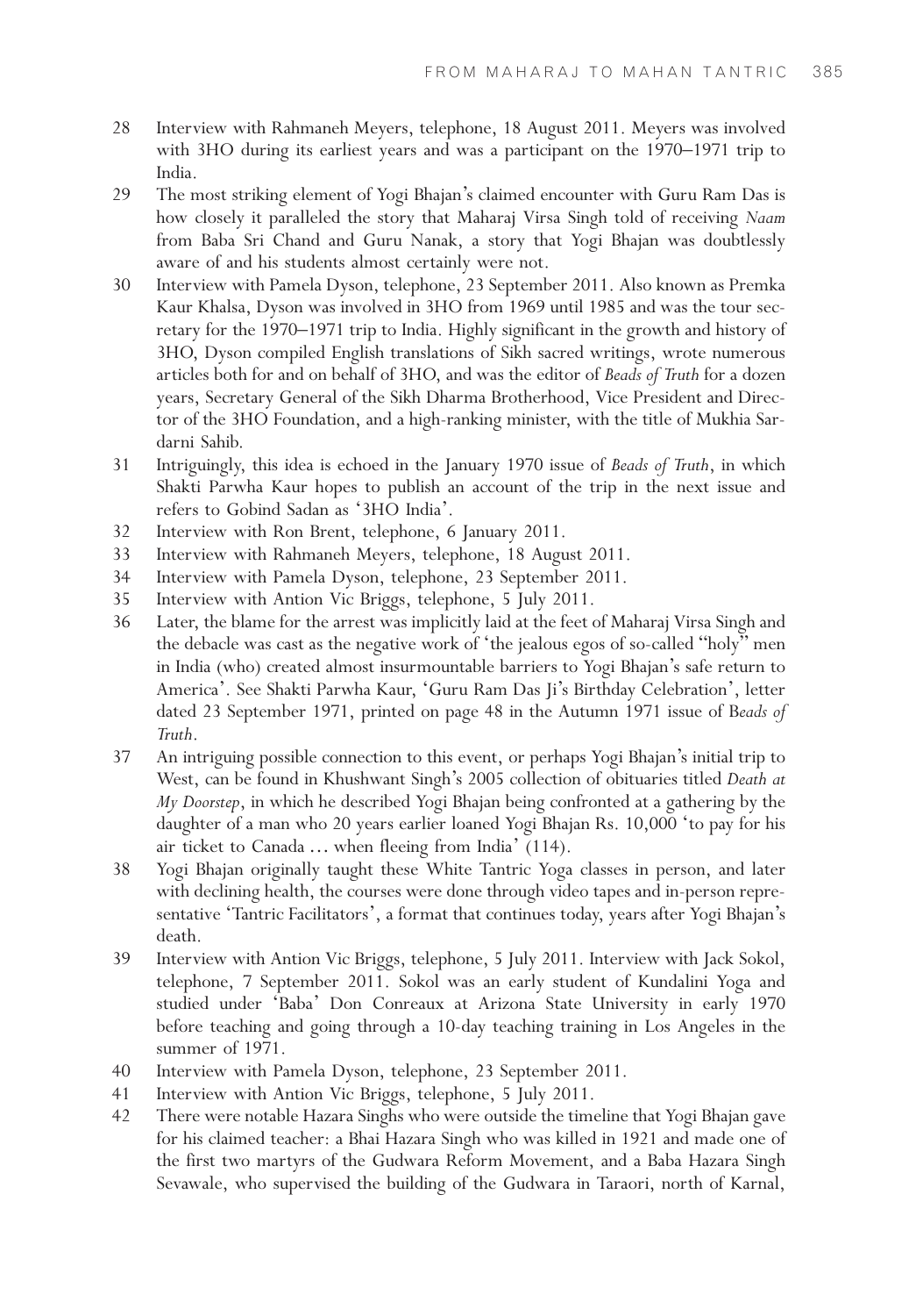28 Interview with Rahmaneh Meyers, telephone, 18 August 2011. Meyers was involved with 3HO during its earliest years and was a participant on the 1970–1971 trip to India.

29 The most striking element of Yogi Bhajan's claimed encounter with Guru Ram Das is how closely it paralleled the story that Maharaj Virsa Singh told of receiving *Naam* from Baba Sri Chand and Guru Nanak, a story that Yogi Bhajan was doubtlessly aware of and his students almost certainly were not.

30 Interview with Pamela Dyson, telephone, 23 September 2011. Also known as Premka Kaur Khalsa, Dyson was involved in 3HO from 1969 until 1985 and was the tour secretary for the 1970–1971 trip to India. Highly significant in the growth and history of 3HO, Dyson compiled English translations of Sikh sacred writings, wrote numerous articles both for and on behalf of 3HO, and was the editor of *Beads of Truth* for a dozen years, Secretary General of the Sikh Dharma Brotherhood, Vice President and Director of the 3HO Foundation, and a high-ranking minister, with the title of Mukhia Sardarni Sahib.

31 Intriguingly, this idea is echoed in the January 1970 issue of *Beads of Truth*, in which Shakti Parwha Kaur hopes to publish an account of the trip in the next issue and refers to Gobind Sadan as '3HO India'.

32 Interview with Ron Brent, telephone, 6 January 2011.

33 Interview with Rahmaneh Meyers, telephone, 18 August 2011.

34 Interview with Pamela Dyson, telephone, 23 September 2011.

35 Interview with Antion Vic Briggs, telephone, 5 July 2011.

36 Later, the blame for the arrest was implicitly laid at the feet of Maharaj Virsa Singh and the debacle was cast as the negative work of 'the jealous egos of so-called "holy" men in India (who) created almost insurmountable barriers to Yogi Bhajan's safe return to America'. See Shakti Parwha Kaur, 'Guru Ram Das Ji's Birthday Celebration', letter dated 23 September 1971, printed on page 48 in the Autumn 1971 issue of B*eads of Truth*.

37 An intriguing possible connection to this event, or perhaps Yogi Bhajan's initial trip to West, can be found in Khushwant Singh's 2005 collection of obituaries titled *Death at My Doorstep*, in which he described Yogi Bhajan being confronted at a gathering by the daughter of a man who 20 years earlier loaned Yogi Bhajan Rs. 10,000 'to pay for his air ticket to Canada ... when fleeing from India' (114).

38 Yogi Bhajan originally taught these White Tantric Yoga classes in person, and later with declining health, the courses were done through video tapes and in-person representative 'Tantric Facilitators', a format that continues today, years after Yogi Bhajan's death.

39 Interview with Antion Vic Briggs, telephone, 5 July 2011. Interview with Jack Sokol, telephone, 7 September 2011. Sokol was an early student of Kundalini Yoga and studied under 'Baba' Don Conreaux at Arizona State University in early 1970 before teaching and going through a 10-day teaching training in Los Angeles in the summer of 1971.

40 Interview with Pamela Dyson, telephone, 23 September 2011.

41 Interview with Antion Vic Briggs, telephone, 5 July 2011.

42 There were notable Hazara Singhs who were outside the timeline that Yogi Bhajan gave for his claimed teacher: a Bhai Hazara Singh who was killed in 1921 and made one of the first two martyrs of the Gudwara Reform Movement, and a Baba Hazara Singh Sevawale, who supervised the building of the Gudwara in Taraori, north of Karnal,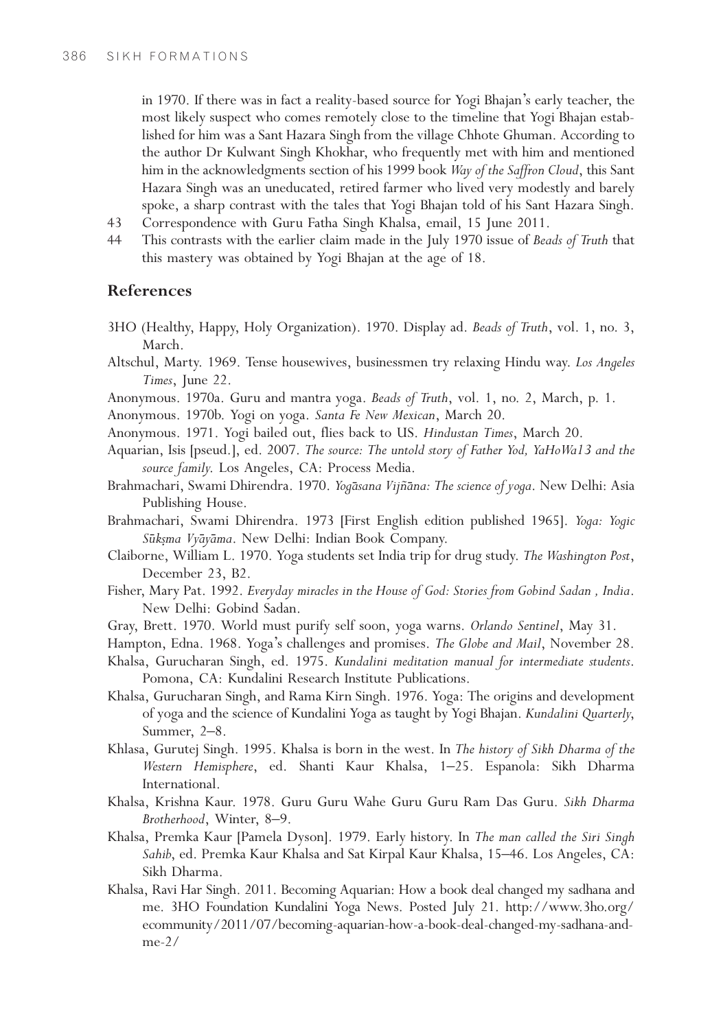in 1970. If there was in fact a reality-based source for Yogi Bhajan's early teacher, the most likely suspect who comes remotely close to the timeline that Yogi Bhajan established for him was a Sant Hazara Singh from the village Chhote Ghuman. According to the author Dr Kulwant Singh Khokhar, who frequently met with him and mentioned him in the acknowledgments section of his 1999 book *Way of the Saffron Cloud*, this Sant Hazara Singh was an uneducated, retired farmer who lived very modestly and barely spoke, a sharp contrast with the tales that Yogi Bhajan told of his Sant Hazara Singh.

43 Correspondence with Guru Fatha Singh Khalsa, email, 15 June 2011.

44 This contrasts with the earlier claim made in the July 1970 issue of *Beads of Truth* that this mastery was obtained by Yogi Bhajan at the age of 18.

## References

3HO (Healthy, Happy, Holy Organization). 1970. Display ad. *Beads of Truth*, vol. 1, no. 3, March.

Altschul, Marty. 1969. Tense housewives, businessmen try relaxing Hindu way. *Los Angeles Times*, June 22.

Anonymous. 1970a. Guru and mantra yoga. *Beads of Truth*, vol. 1, no. 2, March, p. 1.

Anonymous. 1970b. Yogi on yoga. *Santa Fe New Mexican*, March 20.

Anonymous. 1971. Yogi bailed out, flies back to US. *Hindustan Times*, March 20.

Aquarian, Isis [pseud.], ed. 2007. *The source: The untold story of Father Yod, YaHoWa13 and the source family*. Los Angeles, CA: Process Media.

Brahmachari, Swami Dhirendra. 1970. *Yogāsana Vijñāna: The science of yoga*. New Delhi: Asia Publishing House.

Brahmachari, Swami Dhirendra. 1973 [First English edition published 1965]. *Yoga: Yogic Sūkṣma Vyāyāma*. New Delhi: Indian Book Company.

Claiborne, William L. 1970. Yoga students set India trip for drug study. *The Washington Post*, December 23, B2.

Fisher, Mary Pat. 1992. *Everyday miracles in the House of God: Stories from Gobind Sadan , India*. New Delhi: Gobind Sadan.

Gray, Brett. 1970. World must purify self soon, yoga warns. *Orlando Sentinel*, May 31.

Hampton, Edna. 1968. Yoga's challenges and promises. *The Globe and Mail*, November 28.

Khalsa, Gurucharan Singh, ed. 1975. *Kundalini meditation manual for intermediate students*. Pomona, CA: Kundalini Research Institute Publications.

Khalsa, Gurucharan Singh, and Rama Kirn Singh. 1976. Yoga: The origins and development of yoga and the science of Kundalini Yoga as taught by Yogi Bhajan. *Kundalini Quarterly*, Summer, 2–8.

Khlasa, Gurutej Singh. 1995. Khalsa is born in the west. In *The history of Sikh Dharma of the Western Hemisphere*, ed. Shanti Kaur Khalsa, 1–25. Espanola: Sikh Dharma International.

Khalsa, Krishna Kaur. 1978. Guru Guru Wahe Guru Guru Ram Das Guru. *Sikh Dharma Brotherhood*, Winter, 8–9.

Khalsa, Premka Kaur [Pamela Dyson]. 1979. Early history. In *The man called the Siri Singh Sahib*, ed. Premka Kaur Khalsa and Sat Kirpal Kaur Khalsa, 15–46. Los Angeles, CA: Sikh Dharma.

Khalsa, Ravi Har Singh. 2011. Becoming Aquarian: How a book deal changed my sadhana and me. 3HO Foundation Kundalini Yoga News. Posted July 21. http://www.3ho.org/ecommunity/2011/07/becoming-aquarian-how-a-book-deal-changed-my-sadhana-and-me-2/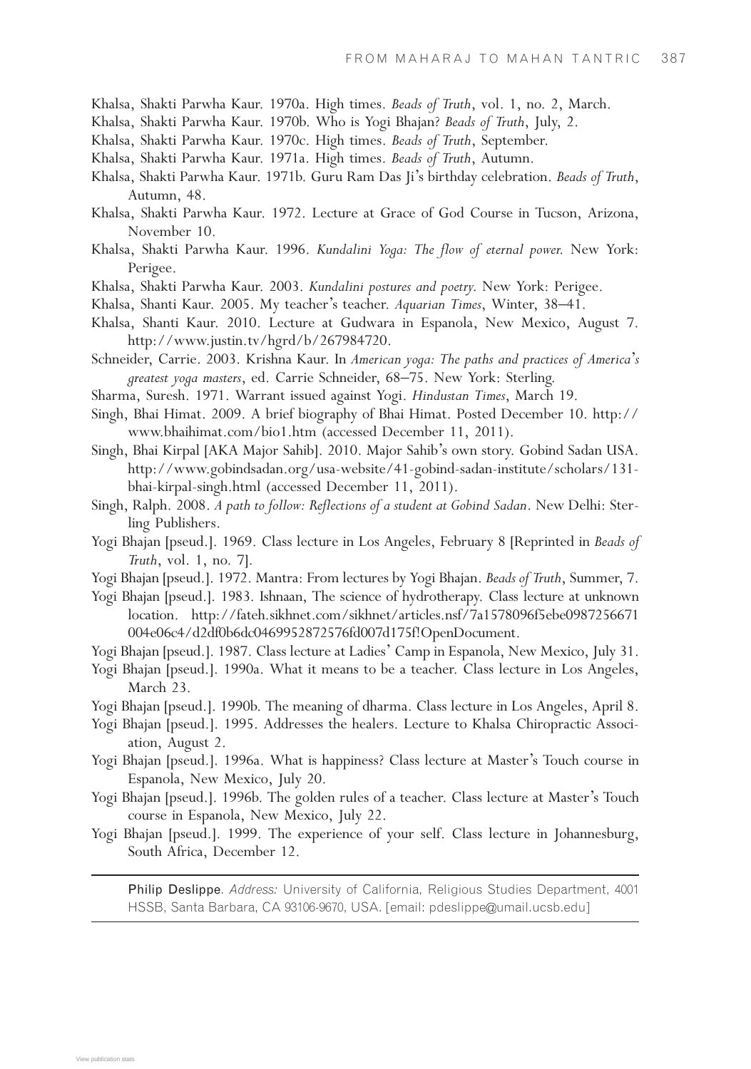Khalsa, Shakti Parwha Kaur. 1970a. High times. *Beads of Truth*, vol. 1, no. 2, March.

Khalsa, Shakti Parwha Kaur. 1970b. Who is Yogi Bhajan? *Beads of Truth*, July, 2.

Khalsa, Shakti Parwha Kaur. 1970c. High times. *Beads of Truth*, September.

Khalsa, Shakti Parwha Kaur. 1971a. High times. *Beads of Truth*, Autumn.

Khalsa, Shakti Parwha Kaur. 1971b. Guru Ram Das Ji's birthday celebration. *Beads of Truth*, Autumn, 48.

Khalsa, Shakti Parwha Kaur. 1972. Lecture at Grace of God Course in Tucson, Arizona, November 10.

Khalsa, Shakti Parwha Kaur. 1996. *Kundalini Yoga: The flow of eternal power*. New York: Perigee.

Khalsa, Shakti Parwha Kaur. 2003. *Kundalini postures and poetry*. New York: Perigee.

Khalsa, Shanti Kaur. 2005. My teacher's teacher. *Aquarian Times*, Winter, 38–41.

Khalsa, Shanti Kaur. 2010. Lecture at Gudwara in Espanola, New Mexico, August 7. http://www.justin.tv/hgrd/b/267984720.

Schneider, Carrie. 2003. Krishna Kaur. In *American yoga: The paths and practices of America's greatest yoga masters*, ed. Carrie Schneider, 68–75. New York: Sterling.

Sharma, Suresh. 1971. Warrant issued against Yogi. *Hindustan Times*, March 19.

Singh, Bhai Himat. 2009. A brief biography of Bhai Himat. Posted December 10. http://www.bhaihimat.com/bio1.htm (accessed December 11, 2011).

Singh, Bhai Kirpal [AKA Major Sahib]. 2010. Major Sahib's own story. Gobind Sadan USA. http://www.gobindsadan.org/usa-website/41-gobind-sadan-institute/scholars/131-bhai-kirpal-singh.html (accessed December 11, 2011).

Singh, Ralph. 2008. *A path to follow: Reflections of a student at Gobind Sadan*. New Delhi: Sterling Publishers.

Yogi Bhajan [pseud.]. 1969. Class lecture in Los Angeles, February 8 [Reprinted in *Beads of Truth*, vol. 1, no. 7].

Yogi Bhajan [pseud.]. 1972. Mantra: From lectures by Yogi Bhajan. *Beads of Truth*, Summer, 7.

Yogi Bhajan [pseud.]. 1983. Ishnaan, The science of hydrotherapy. Class lecture at unknown location. http://fateh.sikhnet.com/sikhnet/articles.nsf/7a1578096f5ebe0987256671004e06c4/d2df0b6dc0469952872576fd007d175f!OpenDocument.

Yogi Bhajan [pseud.]. 1987. Class lecture at Ladies' Camp in Espanola, New Mexico, July 31.

Yogi Bhajan [pseud.]. 1990a. What it means to be a teacher. Class lecture in Los Angeles, March 23.

Yogi Bhajan [pseud.]. 1990b. The meaning of dharma. Class lecture in Los Angeles, April 8.

Yogi Bhajan [pseud.]. 1995. Addresses the healers. Lecture to Khalsa Chiropractic Association, August 2.

Yogi Bhajan [pseud.]. 1996a. What is happiness? Class lecture at Master's Touch course in Espanola, New Mexico, July 20.

Yogi Bhajan [pseud.]. 1996b. The golden rules of a teacher. Class lecture at Master's Touch course in Espanola, New Mexico, July 22.

Yogi Bhajan [pseud.]. 1999. The experience of your self. Class lecture in Johannesburg, South Africa, December 12.

---

**Philip Deslippe**. *Address:* University of California, Religious Studies Department, 4001 HSSB, Santa Barbara, CA 93106-9670, USA. [email: pdeslippe@umail.ucsb.edu]